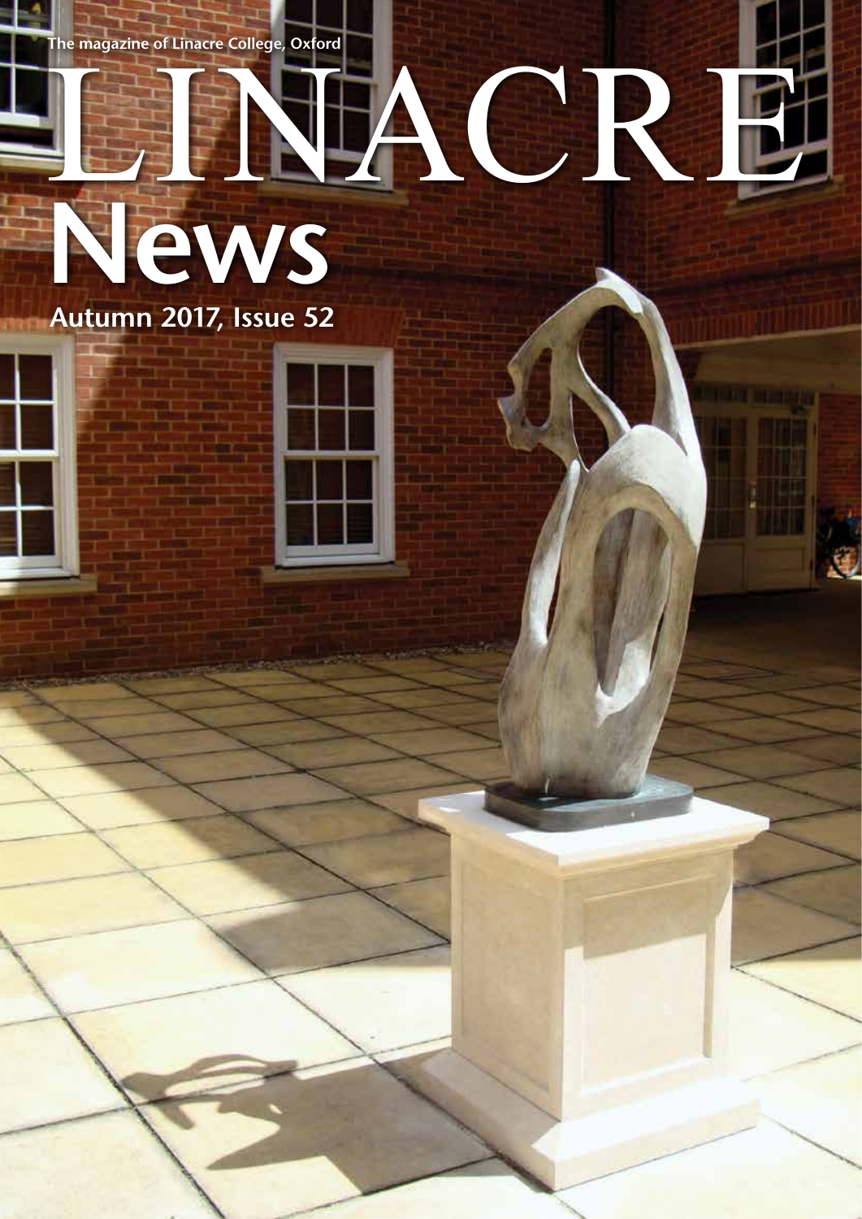The magazine of Linacre College, Oxford

# LINACRE News

Autumn 2017, Issue 52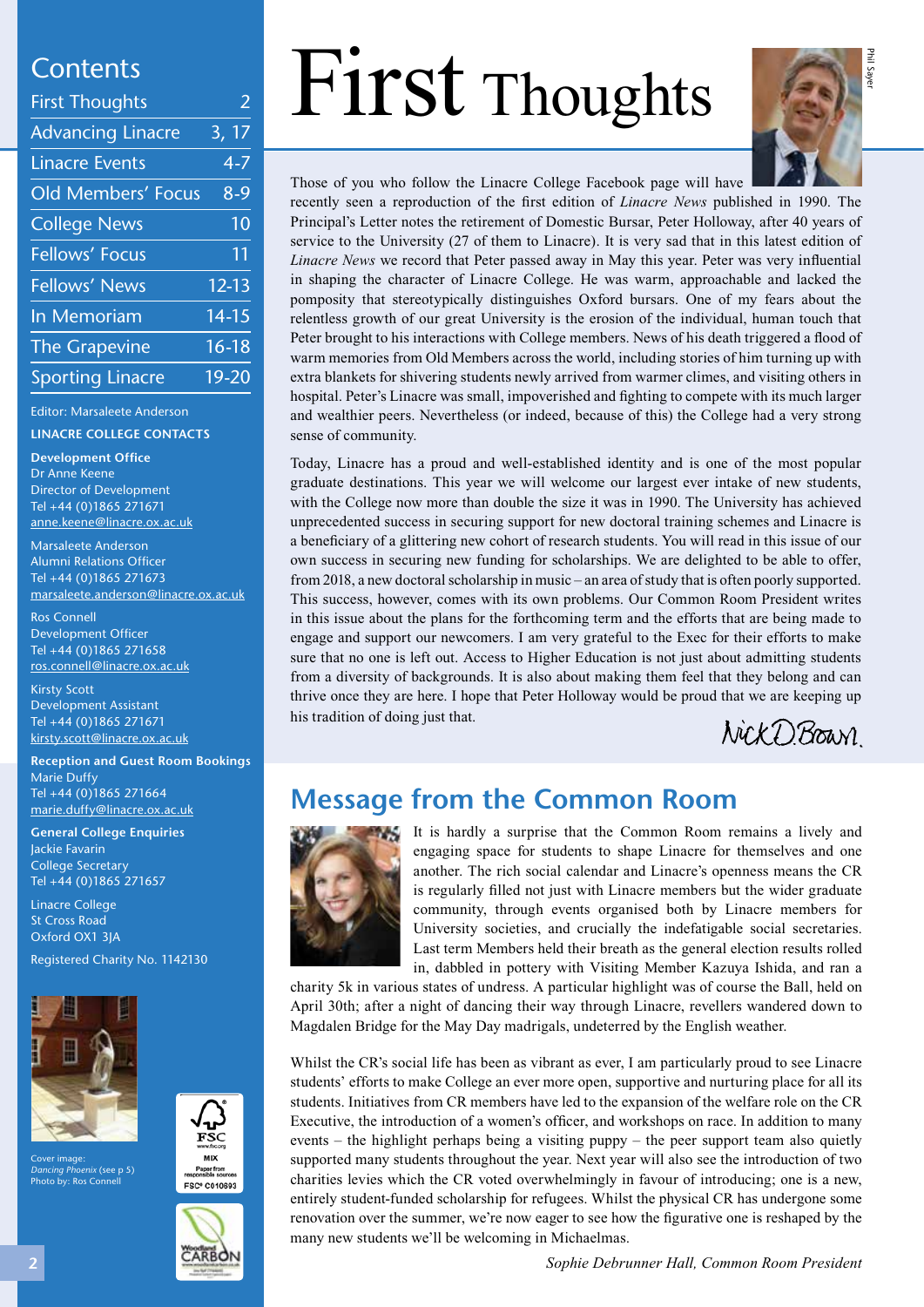## Contents

| | |
|---|---|
| First Thoughts | 2 |
| Advancing Linacre | 3, 17 |
| Linacre Events | 4-7 |
| Old Members' Focus | 8-9 |
| College News | 10 |
| Fellows' Focus | 11 |
| Fellows' News | 12-13 |
| In Memoriam | 14-15 |
| The Grapevine | 16-18 |
| Sporting Linacre | 19-20 |

Editor: Marsaleete Anderson

**LINACRE COLLEGE CONTACTS**

**Development Office**
Dr Anne Keene
Director of Development
Tel +44 (0)1865 271671
anne.keene@linacre.ox.ac.uk

Marsaleete Anderson
Alumni Relations Officer
Tel +44 (0)1865 271673
marsaleete.anderson@linacre.ox.ac.uk

Ros Connell
Development Officer
Tel +44 (0)1865 271658
ros.connell@linacre.ox.ac.uk

Kirsty Scott
Development Assistant
Tel +44 (0)1865 271671
kirsty.scott@linacre.ox.ac.uk

**Reception and Guest Room Bookings**
Marie Duffy
Tel +44 (0)1865 271664
marie.duffy@linacre.ox.ac.uk

**General College Enquiries**
Jackie Favarin
College Secretary
Tel +44 (0)1865 271657

Linacre College
St Cross Road
Oxford OX1 3JA

Registered Charity No. 1142130

Cover image:
*Dancing Phoenix* (see p 5)
Photo by: Ros Connell

# First Thoughts

Phil Sayer

Those of you who follow the Linacre College Facebook page will have recently seen a reproduction of the first edition of *Linacre News* published in 1990. The Principal's Letter notes the retirement of Domestic Bursar, Peter Holloway, after 40 years of service to the University (27 of them to Linacre). It is very sad that in this latest edition of *Linacre News* we record that Peter passed away in May this year. Peter was very influential in shaping the character of Linacre College. He was warm, approachable and lacked the pomposity that stereotypically distinguishes Oxford bursars. One of my fears about the relentless growth of our great University is the erosion of the individual, human touch that Peter brought to his interactions with College members. News of his death triggered a flood of warm memories from Old Members across the world, including stories of him turning up with extra blankets for shivering students newly arrived from warmer climes, and visiting others in hospital. Peter's Linacre was small, impoverished and fighting to compete with its much larger and wealthier peers. Nevertheless (or indeed, because of this) the College had a very strong sense of community.

Today, Linacre has a proud and well-established identity and is one of the most popular graduate destinations. This year we will welcome our largest ever intake of new students, with the College now more than double the size it was in 1990. The University has achieved unprecedented success in securing support for new doctoral training schemes and Linacre is a beneficiary of a glittering new cohort of research students. You will read in this issue of our own success in securing new funding for scholarships. We are delighted to be able to offer, from 2018, a new doctoral scholarship in music – an area of study that is often poorly supported. This success, however, comes with its own problems. Our Common Room President writes in this issue about the plans for the forthcoming term and the efforts that are being made to engage and support our newcomers. I am very grateful to the Exec for their efforts to make sure that no one is left out. Access to Higher Education is not just about admitting students from a diversity of backgrounds. It is also about making them feel that they belong and can thrive once they are here. I hope that Peter Holloway would be proud that we are keeping up his tradition of doing just that.

Nick D Brown

## Message from the Common Room

It is hardly a surprise that the Common Room remains a lively and engaging space for students to shape Linacre for themselves and one another. The rich social calendar and Linacre's openness means the CR is regularly filled not just with Linacre members but the wider graduate community, through events organised both by Linacre members for University societies, and crucially the indefatigable social secretaries. Last term Members held their breath as the general election results rolled in, dabbled in pottery with Visiting Member Kazuya Ishida, and ran a charity 5k in various states of undress. A particular highlight was of course the Ball, held on April 30th; after a night of dancing their way through Linacre, revellers wandered down to Magdalen Bridge for the May Day madrigals, undeterred by the English weather.

Whilst the CR's social life has been as vibrant as ever, I am particularly proud to see Linacre students' efforts to make College an ever more open, supportive and nurturing place for all its students. Initiatives from CR members have led to the expansion of the welfare role on the CR Executive, the introduction of a women's officer, and workshops on race. In addition to many events – the highlight perhaps being a visiting puppy – the peer support team also quietly supported many students throughout the year. Next year will also see the introduction of two charities levies which the CR voted overwhelmingly in favour of introducing; one is a new, entirely student-funded scholarship for refugees. Whilst the physical CR has undergone some renovation over the summer, we're now eager to see how the figurative one is reshaped by the many new students we'll be welcoming in Michaelmas.

*Sophie Debrunner Hall, Common Room President*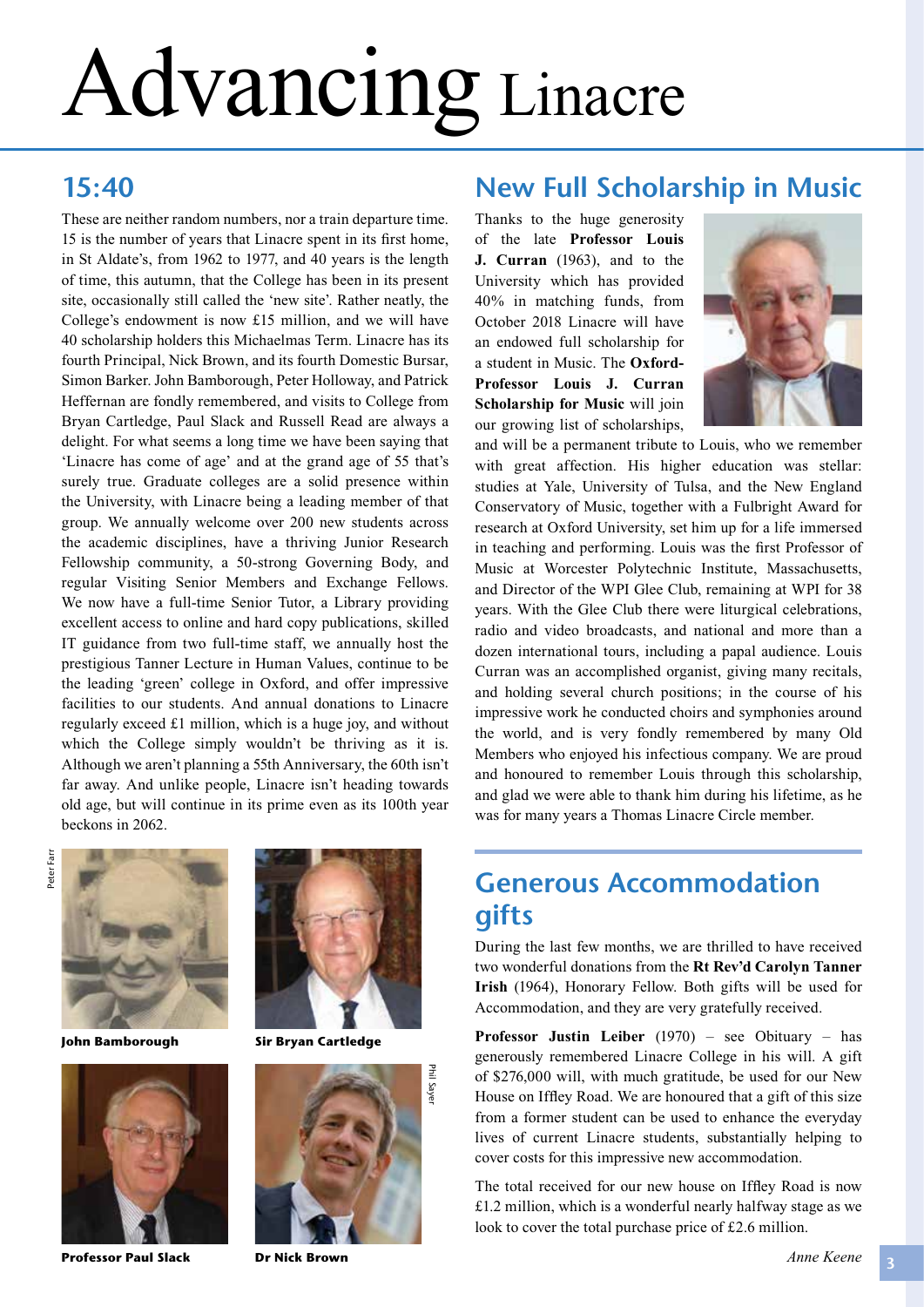# Advancing Linacre

## 15:40

These are neither random numbers, nor a train departure time. 15 is the number of years that Linacre spent in its first home, in St Aldate's, from 1962 to 1977, and 40 years is the length of time, this autumn, that the College has been in its present site, occasionally still called the 'new site'. Rather neatly, the College's endowment is now £15 million, and we will have 40 scholarship holders this Michaelmas Term. Linacre has its fourth Principal, Nick Brown, and its fourth Domestic Bursar, Simon Barker. John Bamborough, Peter Holloway, and Patrick Heffernan are fondly remembered, and visits to College from Bryan Cartledge, Paul Slack and Russell Read are always a delight. For what seems a long time we have been saying that 'Linacre has come of age' and at the grand age of 55 that's surely true. Graduate colleges are a solid presence within the University, with Linacre being a leading member of that group. We annually welcome over 200 new students across the academic disciplines, have a thriving Junior Research Fellowship community, a 50-strong Governing Body, and regular Visiting Senior Members and Exchange Fellows. We now have a full-time Senior Tutor, a Library providing excellent access to online and hard copy publications, skilled IT guidance from two full-time staff, we annually host the prestigious Tanner Lecture in Human Values, continue to be the leading 'green' college in Oxford, and offer impressive facilities to our students. And annual donations to Linacre regularly exceed £1 million, which is a huge joy, and without which the College simply wouldn't be thriving as it is. Although we aren't planning a 55th Anniversary, the 60th isn't far away. And unlike people, Linacre isn't heading towards old age, but will continue in its prime even as its 100th year beckons in 2062.

Peter Farr

**John Bamborough**

**Sir Bryan Cartledge**

**Professor Paul Slack**

Phil Sayer

**Dr Nick Brown**

## New Full Scholarship in Music

Thanks to the huge generosity of the late **Professor Louis J. Curran** (1963), and to the University which has provided 40% in matching funds, from October 2018 Linacre will have an endowed full scholarship for a student in Music. The **Oxford-Professor Louis J. Curran Scholarship for Music** will join our growing list of scholarships, and will be a permanent tribute to Louis, who we remember with great affection. His higher education was stellar: studies at Yale, University of Tulsa, and the New England Conservatory of Music, together with a Fulbright Award for research at Oxford University, set him up for a life immersed in teaching and performing. Louis was the first Professor of Music at Worcester Polytechnic Institute, Massachusetts, and Director of the WPI Glee Club, remaining at WPI for 38 years. With the Glee Club there were liturgical celebrations, radio and video broadcasts, and national and more than a dozen international tours, including a papal audience. Louis Curran was an accomplished organist, giving many recitals, and holding several church positions; in the course of his impressive work he conducted choirs and symphonies around the world, and is very fondly remembered by many Old Members who enjoyed his infectious company. We are proud and honoured to remember Louis through this scholarship, and glad we were able to thank him during his lifetime, as he was for many years a Thomas Linacre Circle member.

## Generous Accommodation gifts

During the last few months, we are thrilled to have received two wonderful donations from the **Rt Rev'd Carolyn Tanner Irish** (1964), Honorary Fellow. Both gifts will be used for Accommodation, and they are very gratefully received.

**Professor Justin Leiber** (1970) – see Obituary – has generously remembered Linacre College in his will. A gift of $276,000 will, with much gratitude, be used for our New House on Iffley Road. We are honoured that a gift of this size from a former student can be used to enhance the everyday lives of current Linacre students, substantially helping to cover costs for this impressive new accommodation.

The total received for our new house on Iffley Road is now £1.2 million, which is a wonderful nearly halfway stage as we look to cover the total purchase price of £2.6 million.

*Anne Keene*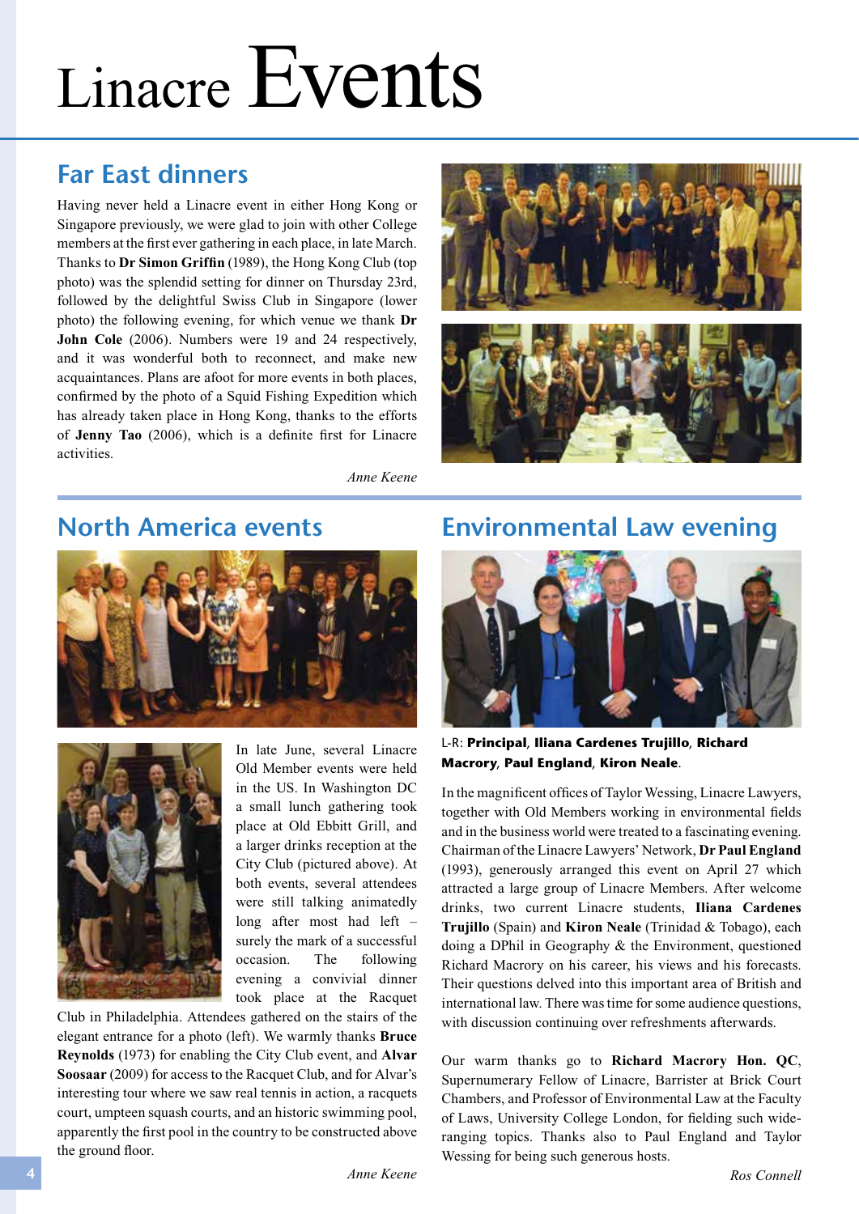# Linacre Events

## Far East dinners

Having never held a Linacre event in either Hong Kong or Singapore previously, we were glad to join with other College members at the first ever gathering in each place, in late March. Thanks to **Dr Simon Griffin** (1989), the Hong Kong Club (top photo) was the splendid setting for dinner on Thursday 23rd, followed by the delightful Swiss Club in Singapore (lower photo) the following evening, for which venue we thank **Dr John Cole** (2006). Numbers were 19 and 24 respectively, and it was wonderful both to reconnect, and make new acquaintances. Plans are afoot for more events in both places, confirmed by the photo of a Squid Fishing Expedition which has already taken place in Hong Kong, thanks to the efforts of **Jenny Tao** (2006), which is a definite first for Linacre activities.

*Anne Keene*

## North America events

In late June, several Linacre Old Member events were held in the US. In Washington DC a small lunch gathering took place at Old Ebbitt Grill, and a larger drinks reception at the City Club (pictured above). At both events, several attendees were still talking animatedly long after most had left – surely the mark of a successful occasion. The following evening a convivial dinner took place at the Racquet Club in Philadelphia. Attendees gathered on the stairs of the elegant entrance for a photo (left). We warmly thanks **Bruce Reynolds** (1973) for enabling the City Club event, and **Alvar Soosaar** (2009) for access to the Racquet Club, and for Alvar's interesting tour where we saw real tennis in action, a racquets court, umpteen squash courts, and an historic swimming pool, apparently the first pool in the country to be constructed above the ground floor.

*Anne Keene*

## Environmental Law evening

L-R: **Principal**, **Iliana Cardenes Trujillo**, **Richard Macrory**, **Paul England**, **Kiron Neale**.

In the magnificent offices of Taylor Wessing, Linacre Lawyers, together with Old Members working in environmental fields and in the business world were treated to a fascinating evening. Chairman of the Linacre Lawyers' Network, **Dr Paul England** (1993), generously arranged this event on April 27 which attracted a large group of Linacre Members. After welcome drinks, two current Linacre students, **Iliana Cardenes Trujillo** (Spain) and **Kiron Neale** (Trinidad & Tobago), each doing a DPhil in Geography & the Environment, questioned Richard Macrory on his career, his views and his forecasts. Their questions delved into this important area of British and international law. There was time for some audience questions, with discussion continuing over refreshments afterwards.

Our warm thanks go to **Richard Macrory Hon. QC**, Supernumerary Fellow of Linacre, Barrister at Brick Court Chambers, and Professor of Environmental Law at the Faculty of Laws, University College London, for fielding such wide-ranging topics. Thanks also to Paul England and Taylor Wessing for being such generous hosts.

*Ros Connell*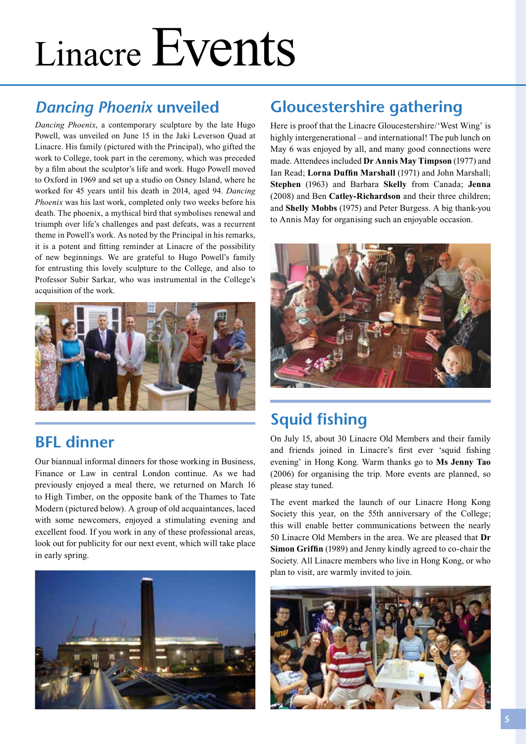# Linacre Events

## *Dancing Phoenix* unveiled

*Dancing Phoenix*, a contemporary sculpture by the late Hugo Powell, was unveiled on June 15 in the Jaki Leverson Quad at Linacre. His family (pictured with the Principal), who gifted the work to College, took part in the ceremony, which was preceded by a film about the sculptor's life and work. Hugo Powell moved to Oxford in 1969 and set up a studio on Osney Island, where he worked for 45 years until his death in 2014, aged 94. *Dancing Phoenix* was his last work, completed only two weeks before his death. The phoenix, a mythical bird that symbolises renewal and triumph over life's challenges and past defeats, was a recurrent theme in Powell's work. As noted by the Principal in his remarks, it is a potent and fitting reminder at Linacre of the possibility of new beginnings. We are grateful to Hugo Powell's family for entrusting this lovely sculpture to the College, and also to Professor Subir Sarkar, who was instrumental in the College's acquisition of the work.

## BFL dinner

Our biannual informal dinners for those working in Business, Finance or Law in central London continue. As we had previously enjoyed a meal there, we returned on March 16 to High Timber, on the opposite bank of the Thames to Tate Modern (pictured below). A group of old acquaintances, laced with some newcomers, enjoyed a stimulating evening and excellent food. If you work in any of these professional areas, look out for publicity for our next event, which will take place in early spring.

## Gloucestershire gathering

Here is proof that the Linacre Gloucestershire/'West Wing' is highly intergenerational – and international! The pub lunch on May 6 was enjoyed by all, and many good connections were made. Attendees included **Dr Annis May Timpson** (1977) and Ian Read; **Lorna Duffin Marshall** (1971) and John Marshall; **Stephen** (1963) and Barbara **Skelly** from Canada; **Jenna** (2008) and Ben **Catley-Richardson** and their three children; and **Shelly Mobbs** (1975) and Peter Burgess. A big thank-you to Annis May for organising such an enjoyable occasion.

## Squid fishing

On July 15, about 30 Linacre Old Members and their family and friends joined in Linacre's first ever 'squid fishing evening' in Hong Kong. Warm thanks go to **Ms Jenny Tao** (2006) for organising the trip. More events are planned, so please stay tuned.

The event marked the launch of our Linacre Hong Kong Society this year, on the 55th anniversary of the College; this will enable better communications between the nearly 50 Linacre Old Members in the area. We are pleased that **Dr Simon Griffin** (1989) and Jenny kindly agreed to co-chair the Society. All Linacre members who live in Hong Kong, or who plan to visit, are warmly invited to join.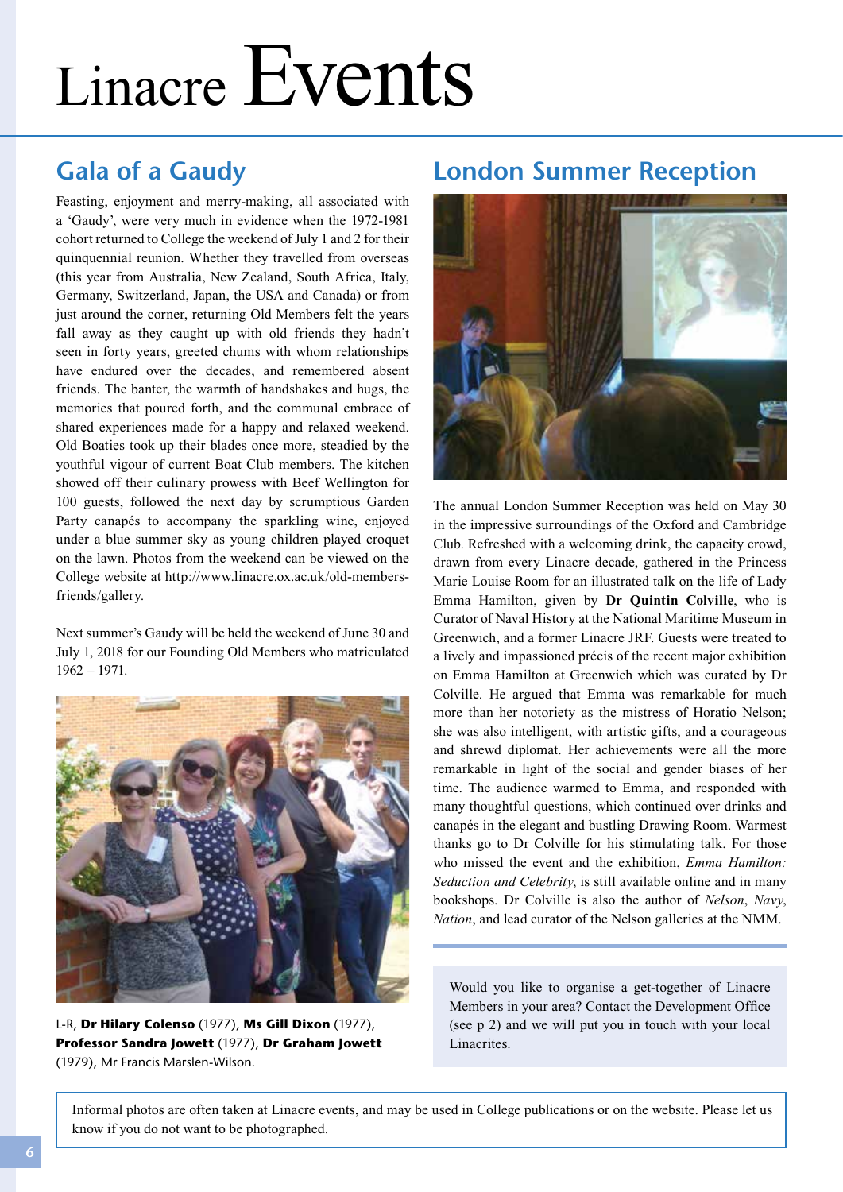# Linacre Events

## Gala of a Gaudy

Feasting, enjoyment and merry-making, all associated with a 'Gaudy', were very much in evidence when the 1972-1981 cohort returned to College the weekend of July 1 and 2 for their quinquennial reunion. Whether they travelled from overseas (this year from Australia, New Zealand, South Africa, Italy, Germany, Switzerland, Japan, the USA and Canada) or from just around the corner, returning Old Members felt the years fall away as they caught up with old friends they hadn't seen in forty years, greeted chums with whom relationships have endured over the decades, and remembered absent friends. The banter, the warmth of handshakes and hugs, the memories that poured forth, and the communal embrace of shared experiences made for a happy and relaxed weekend. Old Boaties took up their blades once more, steadied by the youthful vigour of current Boat Club members. The kitchen showed off their culinary prowess with Beef Wellington for 100 guests, followed the next day by scrumptious Garden Party canapés to accompany the sparkling wine, enjoyed under a blue summer sky as young children played croquet on the lawn. Photos from the weekend can be viewed on the College website at http://www.linacre.ox.ac.uk/old-members-friends/gallery.

Next summer's Gaudy will be held the weekend of June 30 and July 1, 2018 for our Founding Old Members who matriculated 1962 – 1971.

L-R, **Dr Hilary Colenso** (1977), **Ms Gill Dixon** (1977), **Professor Sandra Jowett** (1977), **Dr Graham Jowett** (1979), Mr Francis Marslen-Wilson.

## London Summer Reception

The annual London Summer Reception was held on May 30 in the impressive surroundings of the Oxford and Cambridge Club. Refreshed with a welcoming drink, the capacity crowd, drawn from every Linacre decade, gathered in the Princess Marie Louise Room for an illustrated talk on the life of Lady Emma Hamilton, given by **Dr Quintin Colville**, who is Curator of Naval History at the National Maritime Museum in Greenwich, and a former Linacre JRF. Guests were treated to a lively and impassioned précis of the recent major exhibition on Emma Hamilton at Greenwich which was curated by Dr Colville. He argued that Emma was remarkable for much more than her notoriety as the mistress of Horatio Nelson; she was also intelligent, with artistic gifts, and a courageous and shrewd diplomat. Her achievements were all the more remarkable in light of the social and gender biases of her time. The audience warmed to Emma, and responded with many thoughtful questions, which continued over drinks and canapés in the elegant and bustling Drawing Room. Warmest thanks go to Dr Colville for his stimulating talk. For those who missed the event and the exhibition, *Emma Hamilton: Seduction and Celebrity*, is still available online and in many bookshops. Dr Colville is also the author of *Nelson*, *Navy*, *Nation*, and lead curator of the Nelson galleries at the NMM.

Would you like to organise a get-together of Linacre Members in your area? Contact the Development Office (see p 2) and we will put you in touch with your local Linacrites.

Informal photos are often taken at Linacre events, and may be used in College publications or on the website. Please let us know if you do not want to be photographed.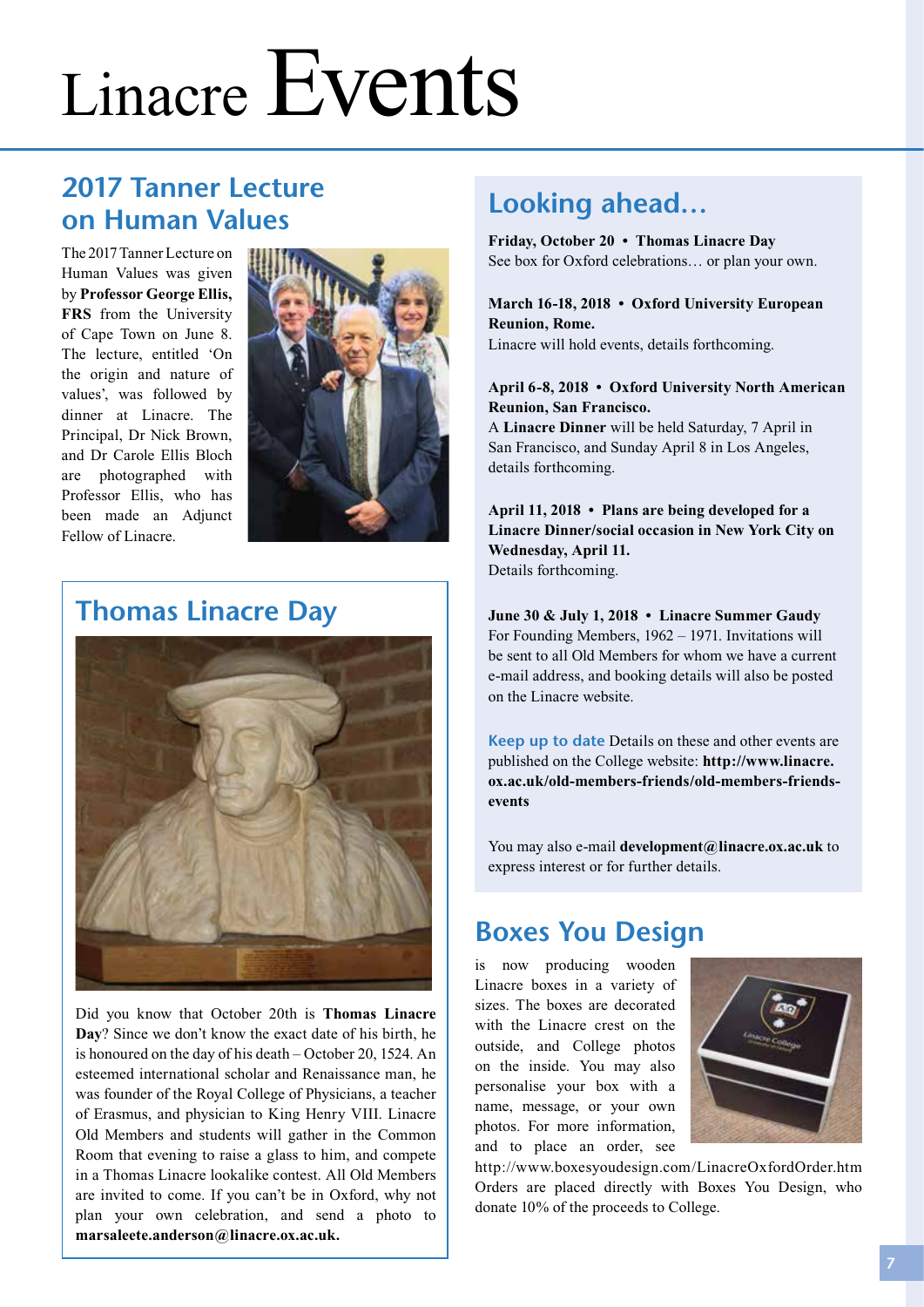# Linacre Events

## 2017 Tanner Lecture on Human Values

The 2017 Tanner Lecture on Human Values was given by **Professor George Ellis, FRS** from the University of Cape Town on June 8. The lecture, entitled 'On the origin and nature of values', was followed by dinner at Linacre. The Principal, Dr Nick Brown, and Dr Carole Ellis Bloch are photographed with Professor Ellis, who has been made an Adjunct Fellow of Linacre.

## Thomas Linacre Day

Did you know that October 20th is **Thomas Linacre Day**? Since we don't know the exact date of his birth, he is honoured on the day of his death – October 20, 1524. An esteemed international scholar and Renaissance man, he was founder of the Royal College of Physicians, a teacher of Erasmus, and physician to King Henry VIII. Linacre Old Members and students will gather in the Common Room that evening to raise a glass to him, and compete in a Thomas Linacre lookalike contest. All Old Members are invited to come. If you can't be in Oxford, why not plan your own celebration, and send a photo to **marsaleete.anderson@linacre.ox.ac.uk.**

## Looking ahead…

**Friday, October 20 • Thomas Linacre Day**
See box for Oxford celebrations… or plan your own.

**March 16-18, 2018 • Oxford University European Reunion, Rome.**
Linacre will hold events, details forthcoming.

**April 6-8, 2018 • Oxford University North American Reunion, San Francisco.**
A **Linacre Dinner** will be held Saturday, 7 April in San Francisco, and Sunday April 8 in Los Angeles, details forthcoming.

**April 11, 2018 • Plans are being developed for a Linacre Dinner/social occasion in New York City on Wednesday, April 11.**
Details forthcoming.

**June 30 & July 1, 2018 • Linacre Summer Gaudy**
For Founding Members, 1962 – 1971. Invitations will be sent to all Old Members for whom we have a current e-mail address, and booking details will also be posted on the Linacre website.

Keep up to date Details on these and other events are published on the College website: **http://www.linacre.ox.ac.uk/old-members-friends/old-members-friends-events**

You may also e-mail **development@linacre.ox.ac.uk** to express interest or for further details.

## Boxes You Design

is now producing wooden Linacre boxes in a variety of sizes. The boxes are decorated with the Linacre crest on the outside, and College photos on the inside. You may also personalise your box with a name, message, or your own photos. For more information, and to place an order, see http://www.boxesyoudesign.com/LinacreOxfordOrder.htm Orders are placed directly with Boxes You Design, who donate 10% of the proceeds to College.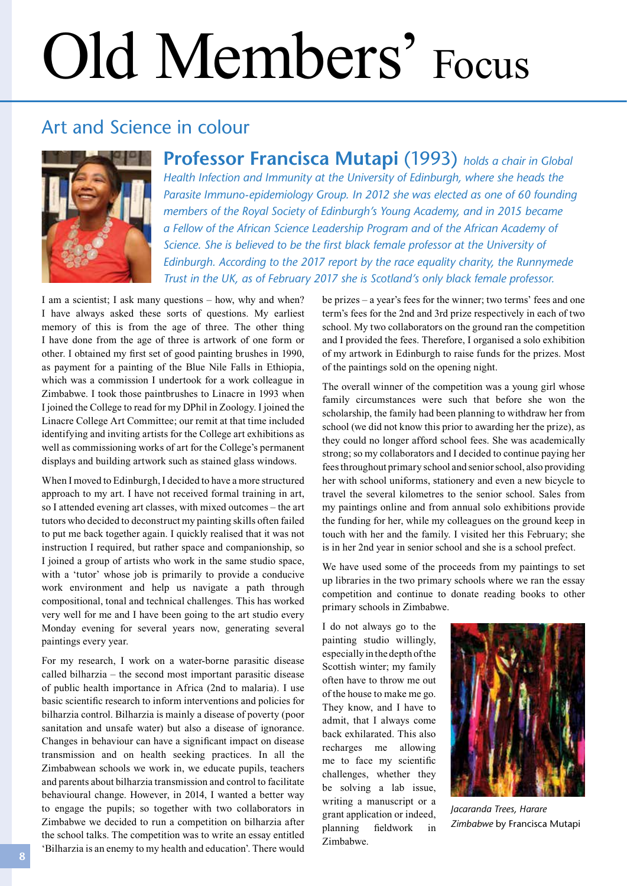# Old Members' Focus

## Art and Science in colour

**Professor Francisca Mutapi** (1993) *holds a chair in Global Health Infection and Immunity at the University of Edinburgh, where she heads the Parasite Immuno-epidemiology Group. In 2012 she was elected as one of 60 founding members of the Royal Society of Edinburgh's Young Academy, and in 2015 became a Fellow of the African Science Leadership Program and of the African Academy of Science. She is believed to be the first black female professor at the University of Edinburgh. According to the 2017 report by the race equality charity, the Runnymede Trust in the UK, as of February 2017 she is Scotland's only black female professor.*

I am a scientist; I ask many questions – how, why and when? I have always asked these sorts of questions. My earliest memory of this is from the age of three. The other thing I have done from the age of three is artwork of one form or other. I obtained my first set of good painting brushes in 1990, as payment for a painting of the Blue Nile Falls in Ethiopia, which was a commission I undertook for a work colleague in Zimbabwe. I took those paintbrushes to Linacre in 1993 when I joined the College to read for my DPhil in Zoology. I joined the Linacre College Art Committee; our remit at that time included identifying and inviting artists for the College art exhibitions as well as commissioning works of art for the College's permanent displays and building artwork such as stained glass windows.

When I moved to Edinburgh, I decided to have a more structured approach to my art. I have not received formal training in art, so I attended evening art classes, with mixed outcomes – the art tutors who decided to deconstruct my painting skills often failed to put me back together again. I quickly realised that it was not instruction I required, but rather space and companionship, so I joined a group of artists who work in the same studio space, with a 'tutor' whose job is primarily to provide a conducive work environment and help us navigate a path through compositional, tonal and technical challenges. This has worked very well for me and I have been going to the art studio every Monday evening for several years now, generating several paintings every year.

For my research, I work on a water-borne parasitic disease called bilharzia – the second most important parasitic disease of public health importance in Africa (2nd to malaria). I use basic scientific research to inform interventions and policies for bilharzia control. Bilharzia is mainly a disease of poverty (poor sanitation and unsafe water) but also a disease of ignorance. Changes in behaviour can have a significant impact on disease transmission and on health seeking practices. In all the Zimbabwean schools we work in, we educate pupils, teachers and parents about bilharzia transmission and control to facilitate behavioural change. However, in 2014, I wanted a better way to engage the pupils; so together with two collaborators in Zimbabwe we decided to run a competition on bilharzia after the school talks. The competition was to write an essay entitled 'Bilharzia is an enemy to my health and education'. There would be prizes – a year's fees for the winner; two terms' fees and one term's fees for the 2nd and 3rd prize respectively in each of two school. My two collaborators on the ground ran the competition and I provided the fees. Therefore, I organised a solo exhibition of my artwork in Edinburgh to raise funds for the prizes. Most of the paintings sold on the opening night.

The overall winner of the competition was a young girl whose family circumstances were such that before she won the scholarship, the family had been planning to withdraw her from school (we did not know this prior to awarding her the prize), as they could no longer afford school fees. She was academically strong; so my collaborators and I decided to continue paying her fees throughout primary school and senior school, also providing her with school uniforms, stationery and even a new bicycle to travel the several kilometres to the senior school. Sales from my paintings online and from annual solo exhibitions provide the funding for her, while my colleagues on the ground keep in touch with her and the family. I visited her this February; she is in her 2nd year in senior school and she is a school prefect.

We have used some of the proceeds from my paintings to set up libraries in the two primary schools where we ran the essay competition and continue to donate reading books to other primary schools in Zimbabwe.

I do not always go to the painting studio willingly, especially in the depth of the Scottish winter; my family often have to throw me out of the house to make me go. They know, and I have to admit, that I always come back exhilarated. This also recharges me allowing me to face my scientific challenges, whether they be solving a lab issue, writing a manuscript or a grant application or indeed, planning fieldwork in Zimbabwe.

*Jacaranda Trees, Harare Zimbabwe* by Francisca Mutapi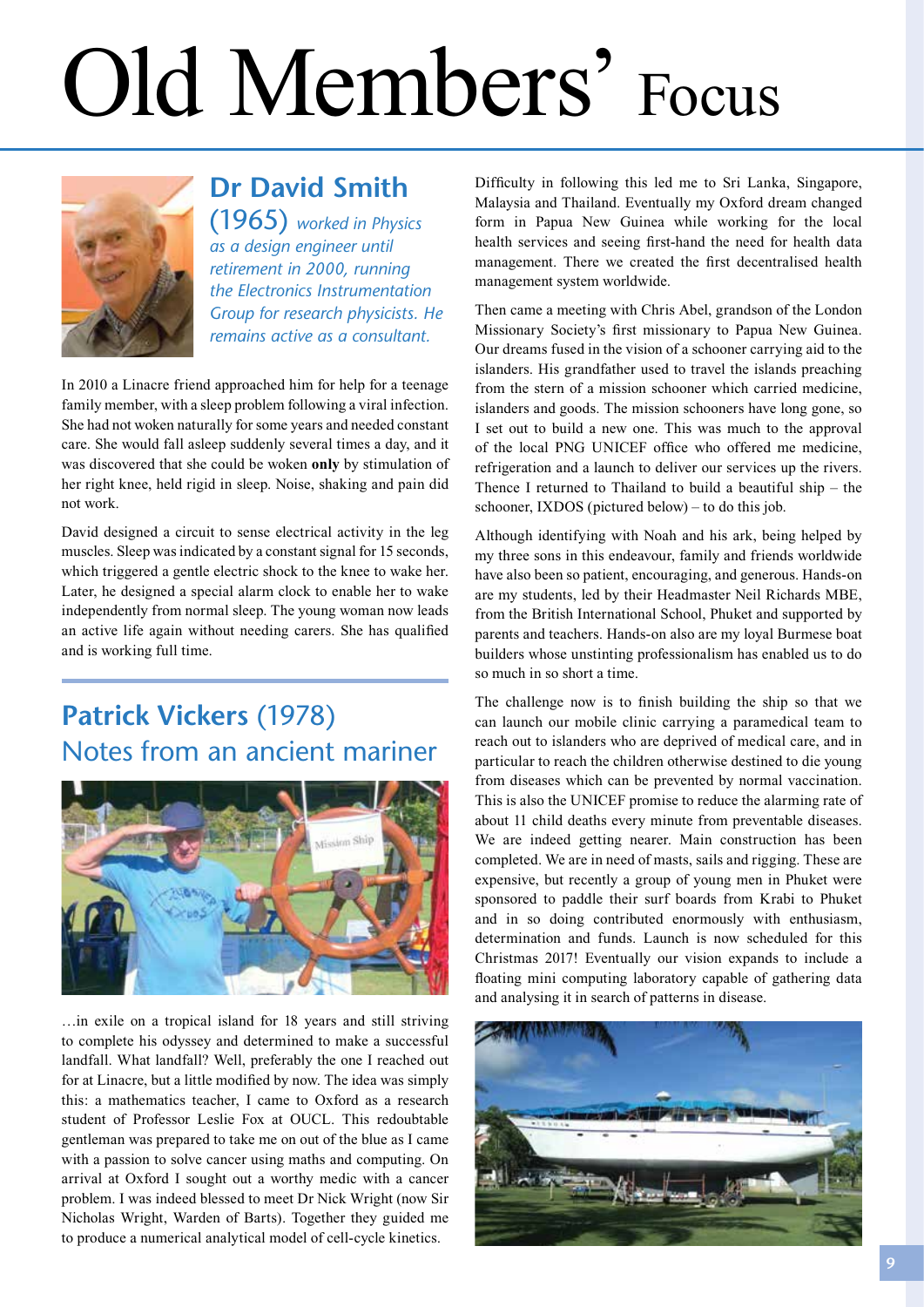# Old Members' Focus

## Dr David Smith

(1965) *worked in Physics as a design engineer until retirement in 2000, running the Electronics Instrumentation Group for research physicists. He remains active as a consultant.*

In 2010 a Linacre friend approached him for help for a teenage family member, with a sleep problem following a viral infection. She had not woken naturally for some years and needed constant care. She would fall asleep suddenly several times a day, and it was discovered that she could be woken **only** by stimulation of her right knee, held rigid in sleep. Noise, shaking and pain did not work.

David designed a circuit to sense electrical activity in the leg muscles. Sleep was indicated by a constant signal for 15 seconds, which triggered a gentle electric shock to the knee to wake her. Later, he designed a special alarm clock to enable her to wake independently from normal sleep. The young woman now leads an active life again without needing carers. She has qualified and is working full time.

## Patrick Vickers (1978)

### Notes from an ancient mariner

…in exile on a tropical island for 18 years and still striving to complete his odyssey and determined to make a successful landfall. What landfall? Well, preferably the one I reached out for at Linacre, but a little modified by now. The idea was simply this: a mathematics teacher, I came to Oxford as a research student of Professor Leslie Fox at OUCL. This redoubtable gentleman was prepared to take me on out of the blue as I came with a passion to solve cancer using maths and computing. On arrival at Oxford I sought out a worthy medic with a cancer problem. I was indeed blessed to meet Dr Nick Wright (now Sir Nicholas Wright, Warden of Barts). Together they guided me to produce a numerical analytical model of cell-cycle kinetics.

Difficulty in following this led me to Sri Lanka, Singapore, Malaysia and Thailand. Eventually my Oxford dream changed form in Papua New Guinea while working for the local health services and seeing first-hand the need for health data management. There we created the first decentralised health management system worldwide.

Then came a meeting with Chris Abel, grandson of the London Missionary Society's first missionary to Papua New Guinea. Our dreams fused in the vision of a schooner carrying aid to the islanders. His grandfather used to travel the islands preaching from the stern of a mission schooner which carried medicine, islanders and goods. The mission schooners have long gone, so I set out to build a new one. This was much to the approval of the local PNG UNICEF office who offered me medicine, refrigeration and a launch to deliver our services up the rivers. Thence I returned to Thailand to build a beautiful ship – the schooner, IXDOS (pictured below) – to do this job.

Although identifying with Noah and his ark, being helped by my three sons in this endeavour, family and friends worldwide have also been so patient, encouraging, and generous. Hands-on are my students, led by their Headmaster Neil Richards MBE, from the British International School, Phuket and supported by parents and teachers. Hands-on also are my loyal Burmese boat builders whose unstinting professionalism has enabled us to do so much in so short a time.

The challenge now is to finish building the ship so that we can launch our mobile clinic carrying a paramedical team to reach out to islanders who are deprived of medical care, and in particular to reach the children otherwise destined to die young from diseases which can be prevented by normal vaccination. This is also the UNICEF promise to reduce the alarming rate of about 11 child deaths every minute from preventable diseases. We are indeed getting nearer. Main construction has been completed. We are in need of masts, sails and rigging. These are expensive, but recently a group of young men in Phuket were sponsored to paddle their surf boards from Krabi to Phuket and in so doing contributed enormously with enthusiasm, determination and funds. Launch is now scheduled for this Christmas 2017! Eventually our vision expands to include a floating mini computing laboratory capable of gathering data and analysing it in search of patterns in disease.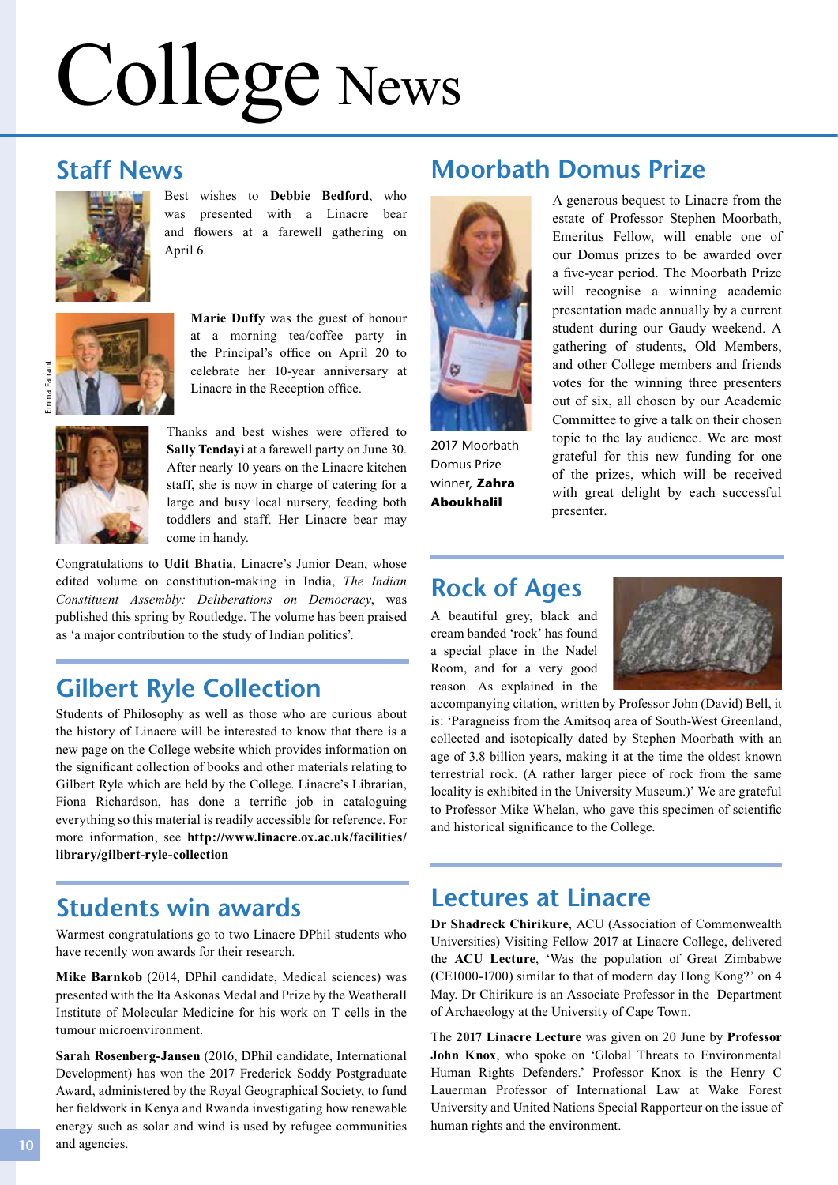# College News

## Staff News

Best wishes to **Debbie Bedford**, who was presented with a Linacre bear and flowers at a farewell gathering on April 6.

**Marie Duffy** was the guest of honour at a morning tea/coffee party in the Principal's office on April 20 to celebrate her 10-year anniversary at Linacre in the Reception office.

Emma Farrant

Thanks and best wishes were offered to **Sally Tendayi** at a farewell party on June 30. After nearly 10 years on the Linacre kitchen staff, she is now in charge of catering for a large and busy local nursery, feeding both toddlers and staff. Her Linacre bear may come in handy.

Congratulations to **Udit Bhatia**, Linacre's Junior Dean, whose edited volume on constitution-making in India, *The Indian Constituent Assembly: Deliberations on Democracy*, was published this spring by Routledge. The volume has been praised as 'a major contribution to the study of Indian politics'.

## Gilbert Ryle Collection

Students of Philosophy as well as those who are curious about the history of Linacre will be interested to know that there is a new page on the College website which provides information on the significant collection of books and other materials relating to Gilbert Ryle which are held by the College. Linacre's Librarian, Fiona Richardson, has done a terrific job in cataloguing everything so this material is readily accessible for reference. For more information, see **http://www.linacre.ox.ac.uk/facilities/library/gilbert-ryle-collection**

## Students win awards

Warmest congratulations go to two Linacre DPhil students who have recently won awards for their research.

**Mike Barnkob** (2014, DPhil candidate, Medical sciences) was presented with the Ita Askonas Medal and Prize by the Weatherall Institute of Molecular Medicine for his work on T cells in the tumour microenvironment.

**Sarah Rosenberg-Jansen** (2016, DPhil candidate, International Development) has won the 2017 Frederick Soddy Postgraduate Award, administered by the Royal Geographical Society, to fund her fieldwork in Kenya and Rwanda investigating how renewable energy such as solar and wind is used by refugee communities and agencies.

## Moorbath Domus Prize

2017 Moorbath Domus Prize winner, **Zahra Aboukhalil**

A generous bequest to Linacre from the estate of Professor Stephen Moorbath, Emeritus Fellow, will enable one of our Domus prizes to be awarded over a five-year period. The Moorbath Prize will recognise a winning academic presentation made annually by a current student during our Gaudy weekend. A gathering of students, Old Members, and other College members and friends votes for the winning three presenters out of six, all chosen by our Academic Committee to give a talk on their chosen topic to the lay audience. We are most grateful for this new funding for one of the prizes, which will be received with great delight by each successful presenter.

## Rock of Ages

A beautiful grey, black and cream banded 'rock' has found a special place in the Nadel Room, and for a very good reason. As explained in the accompanying citation, written by Professor John (David) Bell, it is: 'Paragneiss from the Amitsoq area of South-West Greenland, collected and isotopically dated by Stephen Moorbath with an age of 3.8 billion years, making it at the time the oldest known terrestrial rock. (A rather larger piece of rock from the same locality is exhibited in the University Museum.)' We are grateful to Professor Mike Whelan, who gave this specimen of scientific and historical significance to the College.

## Lectures at Linacre

**Dr Shadreck Chirikure**, ACU (Association of Commonwealth Universities) Visiting Fellow 2017 at Linacre College, delivered the **ACU Lecture**, 'Was the population of Great Zimbabwe (CE1000-1700) similar to that of modern day Hong Kong?' on 4 May. Dr Chirikure is an Associate Professor in the Department of Archaeology at the University of Cape Town.

The **2017 Linacre Lecture** was given on 20 June by **Professor John Knox**, who spoke on 'Global Threats to Environmental Human Rights Defenders.' Professor Knox is the Henry C Lauerman Professor of International Law at Wake Forest University and United Nations Special Rapporteur on the issue of human rights and the environment.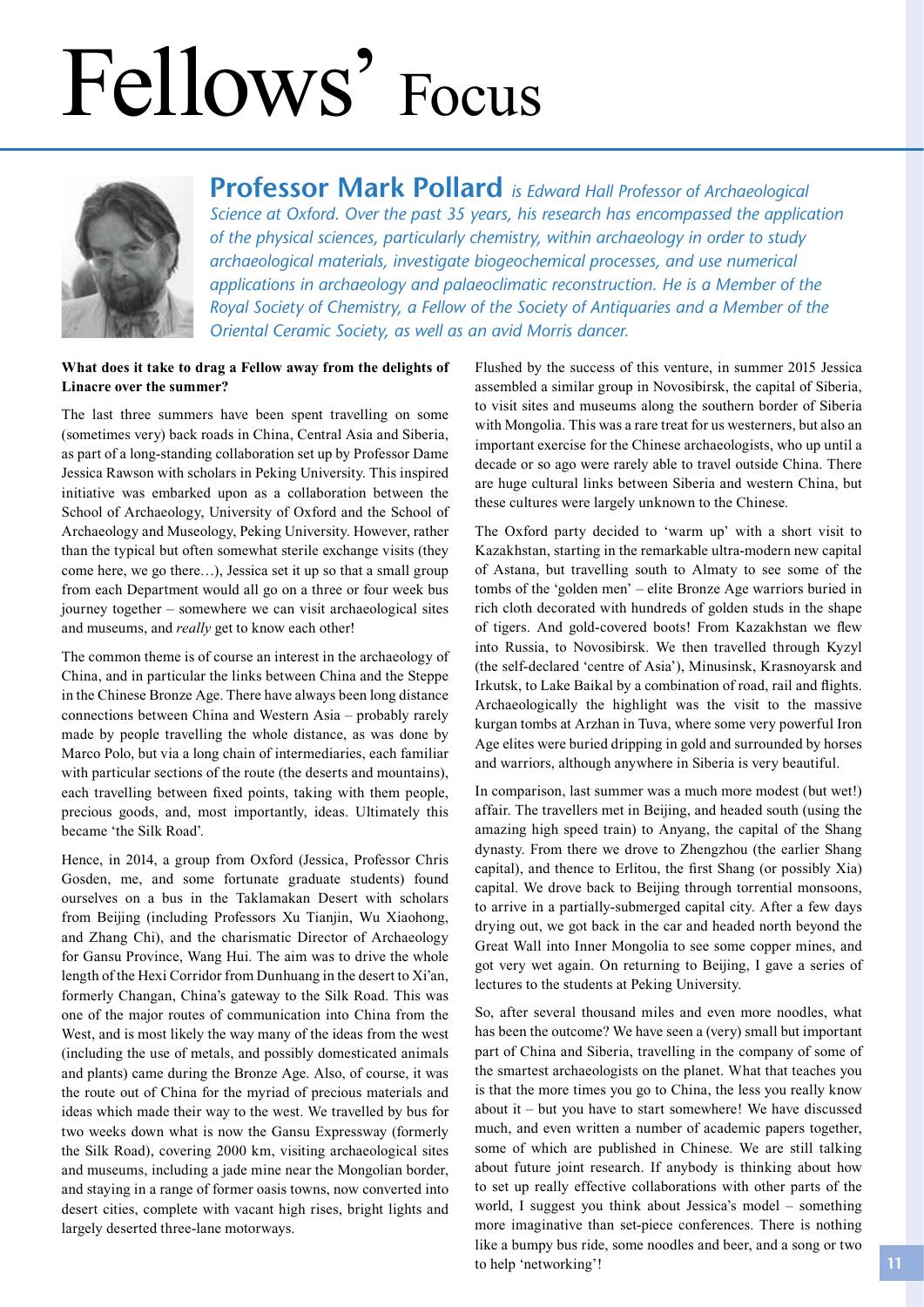# Fellows' Focus

**Professor Mark Pollard** *is Edward Hall Professor of Archaeological Science at Oxford. Over the past 35 years, his research has encompassed the application of the physical sciences, particularly chemistry, within archaeology in order to study archaeological materials, investigate biogeochemical processes, and use numerical applications in archaeology and palaeoclimatic reconstruction. He is a Member of the Royal Society of Chemistry, a Fellow of the Society of Antiquaries and a Member of the Oriental Ceramic Society, as well as an avid Morris dancer.*

**What does it take to drag a Fellow away from the delights of Linacre over the summer?**

The last three summers have been spent travelling on some (sometimes very) back roads in China, Central Asia and Siberia, as part of a long-standing collaboration set up by Professor Dame Jessica Rawson with scholars in Peking University. This inspired initiative was embarked upon as a collaboration between the School of Archaeology, University of Oxford and the School of Archaeology and Museology, Peking University. However, rather than the typical but often somewhat sterile exchange visits (they come here, we go there…), Jessica set it up so that a small group from each Department would all go on a three or four week bus journey together – somewhere we can visit archaeological sites and museums, and *really* get to know each other!

The common theme is of course an interest in the archaeology of China, and in particular the links between China and the Steppe in the Chinese Bronze Age. There have always been long distance connections between China and Western Asia – probably rarely made by people travelling the whole distance, as was done by Marco Polo, but via a long chain of intermediaries, each familiar with particular sections of the route (the deserts and mountains), each travelling between fixed points, taking with them people, precious goods, and, most importantly, ideas. Ultimately this became 'the Silk Road'.

Hence, in 2014, a group from Oxford (Jessica, Professor Chris Gosden, me, and some fortunate graduate students) found ourselves on a bus in the Taklamakan Desert with scholars from Beijing (including Professors Xu Tianjin, Wu Xiaohong, and Zhang Chi), and the charismatic Director of Archaeology for Gansu Province, Wang Hui. The aim was to drive the whole length of the Hexi Corridor from Dunhuang in the desert to Xi'an, formerly Changan, China's gateway to the Silk Road. This was one of the major routes of communication into China from the West, and is most likely the way many of the ideas from the west (including the use of metals, and possibly domesticated animals and plants) came during the Bronze Age. Also, of course, it was the route out of China for the myriad of precious materials and ideas which made their way to the west. We travelled by bus for two weeks down what is now the Gansu Expressway (formerly the Silk Road), covering 2000 km, visiting archaeological sites and museums, including a jade mine near the Mongolian border, and staying in a range of former oasis towns, now converted into desert cities, complete with vacant high rises, bright lights and largely deserted three-lane motorways.

Flushed by the success of this venture, in summer 2015 Jessica assembled a similar group in Novosibirsk, the capital of Siberia, to visit sites and museums along the southern border of Siberia with Mongolia. This was a rare treat for us westerners, but also an important exercise for the Chinese archaeologists, who up until a decade or so ago were rarely able to travel outside China. There are huge cultural links between Siberia and western China, but these cultures were largely unknown to the Chinese.

The Oxford party decided to 'warm up' with a short visit to Kazakhstan, starting in the remarkable ultra-modern new capital of Astana, but travelling south to Almaty to see some of the tombs of the 'golden men' – elite Bronze Age warriors buried in rich cloth decorated with hundreds of golden studs in the shape of tigers. And gold-covered boots! From Kazakhstan we flew into Russia, to Novosibirsk. We then travelled through Kyzyl (the self-declared 'centre of Asia'), Minusinsk, Krasnoyarsk and Irkutsk, to Lake Baikal by a combination of road, rail and flights. Archaeologically the highlight was the visit to the massive kurgan tombs at Arzhan in Tuva, where some very powerful Iron Age elites were buried dripping in gold and surrounded by horses and warriors, although anywhere in Siberia is very beautiful.

In comparison, last summer was a much more modest (but wet!) affair. The travellers met in Beijing, and headed south (using the amazing high speed train) to Anyang, the capital of the Shang dynasty. From there we drove to Zhengzhou (the earlier Shang capital), and thence to Erlitou, the first Shang (or possibly Xia) capital. We drove back to Beijing through torrential monsoons, to arrive in a partially-submerged capital city. After a few days drying out, we got back in the car and headed north beyond the Great Wall into Inner Mongolia to see some copper mines, and got very wet again. On returning to Beijing, I gave a series of lectures to the students at Peking University.

So, after several thousand miles and even more noodles, what has been the outcome? We have seen a (very) small but important part of China and Siberia, travelling in the company of some of the smartest archaeologists on the planet. What that teaches you is that the more times you go to China, the less you really know about it – but you have to start somewhere! We have discussed much, and even written a number of academic papers together, some of which are published in Chinese. We are still talking about future joint research. If anybody is thinking about how to set up really effective collaborations with other parts of the world, I suggest you think about Jessica's model – something more imaginative than set-piece conferences. There is nothing like a bumpy bus ride, some noodles and beer, and a song or two to help 'networking'!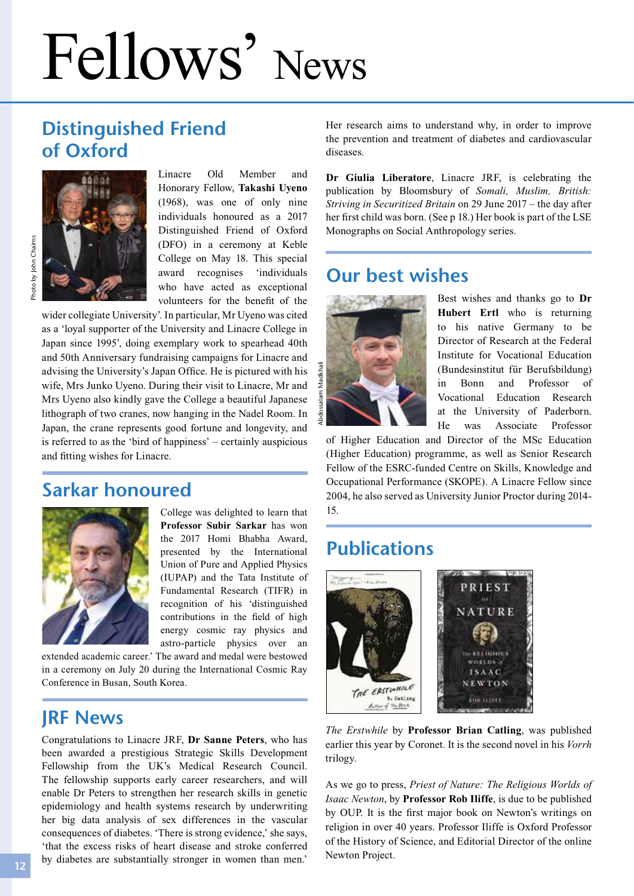# Fellows' News

## Distinguished Friend of Oxford

Photo by John Chairns

Linacre Old Member and Honorary Fellow, **Takashi Uyeno** (1968), was one of only nine individuals honoured as a 2017 Distinguished Friend of Oxford (DFO) in a ceremony at Keble College on May 18. This special award recognises 'individuals who have acted as exceptional volunteers for the benefit of the wider collegiate University'. In particular, Mr Uyeno was cited as a 'loyal supporter of the University and Linacre College in Japan since 1995', doing exemplary work to spearhead 40th and 50th Anniversary fundraising campaigns for Linacre and advising the University's Japan Office. He is pictured with his wife, Mrs Junko Uyeno. During their visit to Linacre, Mr and Mrs Uyeno also kindly gave the College a beautiful Japanese lithograph of two cranes, now hanging in the Nadel Room. In Japan, the crane represents good fortune and longevity, and is referred to as the 'bird of happiness' – certainly auspicious and fitting wishes for Linacre.

## Sarkar honoured

College was delighted to learn that **Professor Subir Sarkar** has won the 2017 Homi Bhabha Award, presented by the International Union of Pure and Applied Physics (IUPAP) and the Tata Institute of Fundamental Research (TIFR) in recognition of his 'distinguished contributions in the field of high energy cosmic ray physics and astro-particle physics over an extended academic career.' The award and medal were bestowed in a ceremony on July 20 during the International Cosmic Ray Conference in Busan, South Korea.

## JRF News

Congratulations to Linacre JRF, **Dr Sanne Peters**, who has been awarded a prestigious Strategic Skills Development Fellowship from the UK's Medical Research Council. The fellowship supports early career researchers, and will enable Dr Peters to strengthen her research skills in genetic epidemiology and health systems research by underwriting her big data analysis of sex differences in the vascular consequences of diabetes. 'There is strong evidence,' she says, 'that the excess risks of heart disease and stroke conferred by diabetes are substantially stronger in women than men.' Her research aims to understand why, in order to improve the prevention and treatment of diabetes and cardiovascular diseases.

**Dr Giulia Liberatore**, Linacre JRF, is celebrating the publication by Bloomsbury of *Somali, Muslim, British: Striving in Securitized Britain* on 29 June 2017 – the day after her first child was born. (See p 18.) Her book is part of the LSE Monographs on Social Anthropology series.

## Our best wishes

Abdossalam Madkhali

Best wishes and thanks go to **Dr Hubert Ertl** who is returning to his native Germany to be Director of Research at the Federal Institute for Vocational Education (Bundesinstitut für Berufsbildung) in Bonn and Professor of Vocational Education Research at the University of Paderborn. He was Associate Professor of Higher Education and Director of the MSc Education (Higher Education) programme, as well as Senior Research Fellow of the ESRC-funded Centre on Skills, Knowledge and Occupational Performance (SKOPE). A Linacre Fellow since 2004, he also served as University Junior Proctor during 2014-15.

## Publications

*The Erstwhile* by **Professor Brian Catling**, was published earlier this year by Coronet. It is the second novel in his *Vorrh* trilogy.

As we go to press, *Priest of Nature: The Religious Worlds of Isaac Newton*, by **Professor Rob Iliffe**, is due to be published by OUP. It is the first major book on Newton's writings on religion in over 40 years. Professor Iliffe is Oxford Professor of the History of Science, and Editorial Director of the online Newton Project.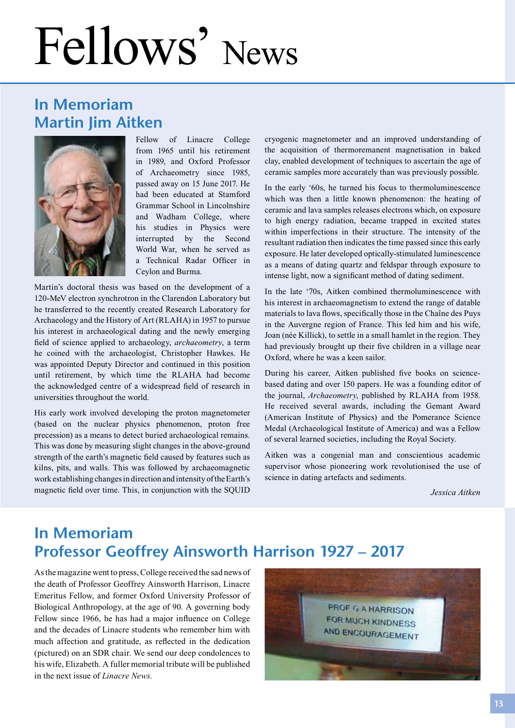# Fellows' News

## In Memoriam
## Martin Jim Aitken

Fellow of Linacre College from 1965 until his retirement in 1989, and Oxford Professor of Archaeometry since 1985, passed away on 15 June 2017. He had been educated at Stamford Grammar School in Lincolnshire and Wadham College, where his studies in Physics were interrupted by the Second World War, when he served as a Technical Radar Officer in Ceylon and Burma.

Martin's doctoral thesis was based on the development of a 120-MeV electron synchrotron in the Clarendon Laboratory but he transferred to the recently created Research Laboratory for Archaeology and the History of Art (RLAHA) in 1957 to pursue his interest in archaeological dating and the newly emerging field of science applied to archaeology, *archaeometry*, a term he coined with the archaeologist, Christopher Hawkes. He was appointed Deputy Director and continued in this position until retirement, by which time the RLAHA had become the acknowledged centre of a widespread field of research in universities throughout the world.

His early work involved developing the proton magnetometer (based on the nuclear physics phenomenon, proton free precession) as a means to detect buried archaeological remains. This was done by measuring slight changes in the above-ground strength of the earth's magnetic field caused by features such as kilns, pits, and walls. This was followed by archaeomagnetic work establishing changes in direction and intensity of the Earth's magnetic field over time. This, in conjunction with the SQUID cryogenic magnetometer and an improved understanding of the acquisition of thermoremanant magnetisation in baked clay, enabled development of techniques to ascertain the age of ceramic samples more accurately than was previously possible.

In the early '60s, he turned his focus to thermoluminescence which was then a little known phenomenon: the heating of ceramic and lava samples releases electrons which, on exposure to high energy radiation, became trapped in excited states within imperfections in their structure. The intensity of the resultant radiation then indicates the time passed since this early exposure. He later developed optically-stimulated luminescence as a means of dating quartz and feldspar through exposure to intense light, now a significant method of dating sediment.

In the late '70s, Aitken combined thermoluminescence with his interest in archaeomagnetism to extend the range of datable materials to lava flows, specifically those in the Chaîne des Puys in the Auvergne region of France. This led him and his wife, Joan (née Killick), to settle in a small hamlet in the region. They had previously brought up their five children in a village near Oxford, where he was a keen sailor.

During his career, Aitken published five books on science-based dating and over 150 papers. He was a founding editor of the journal, *Archaeometry*, published by RLAHA from 1958. He received several awards, including the Gemant Award (American Institute of Physics) and the Pomerance Science Medal (Archaeological Institute of America) and was a Fellow of several learned societies, including the Royal Society.

Aitken was a congenial man and conscientious academic supervisor whose pioneering work revolutionised the use of science in dating artefacts and sediments.

*Jessica Aitken*

## In Memoriam
## Professor Geoffrey Ainsworth Harrison 1927 – 2017

As the magazine went to press, College received the sad news of the death of Professor Geoffrey Ainsworth Harrison, Linacre Emeritus Fellow, and former Oxford University Professor of Biological Anthropology, at the age of 90. A governing body Fellow since 1966, he has had a major influence on College and the decades of Linacre students who remember him with much affection and gratitude, as reflected in the dedication (pictured) on an SDR chair. We send our deep condolences to his wife, Elizabeth. A fuller memorial tribute will be published in the next issue of *Linacre News*.

PROF G A HARRISON
FOR MUCH KINDNESS
AND ENCOURAGEMENT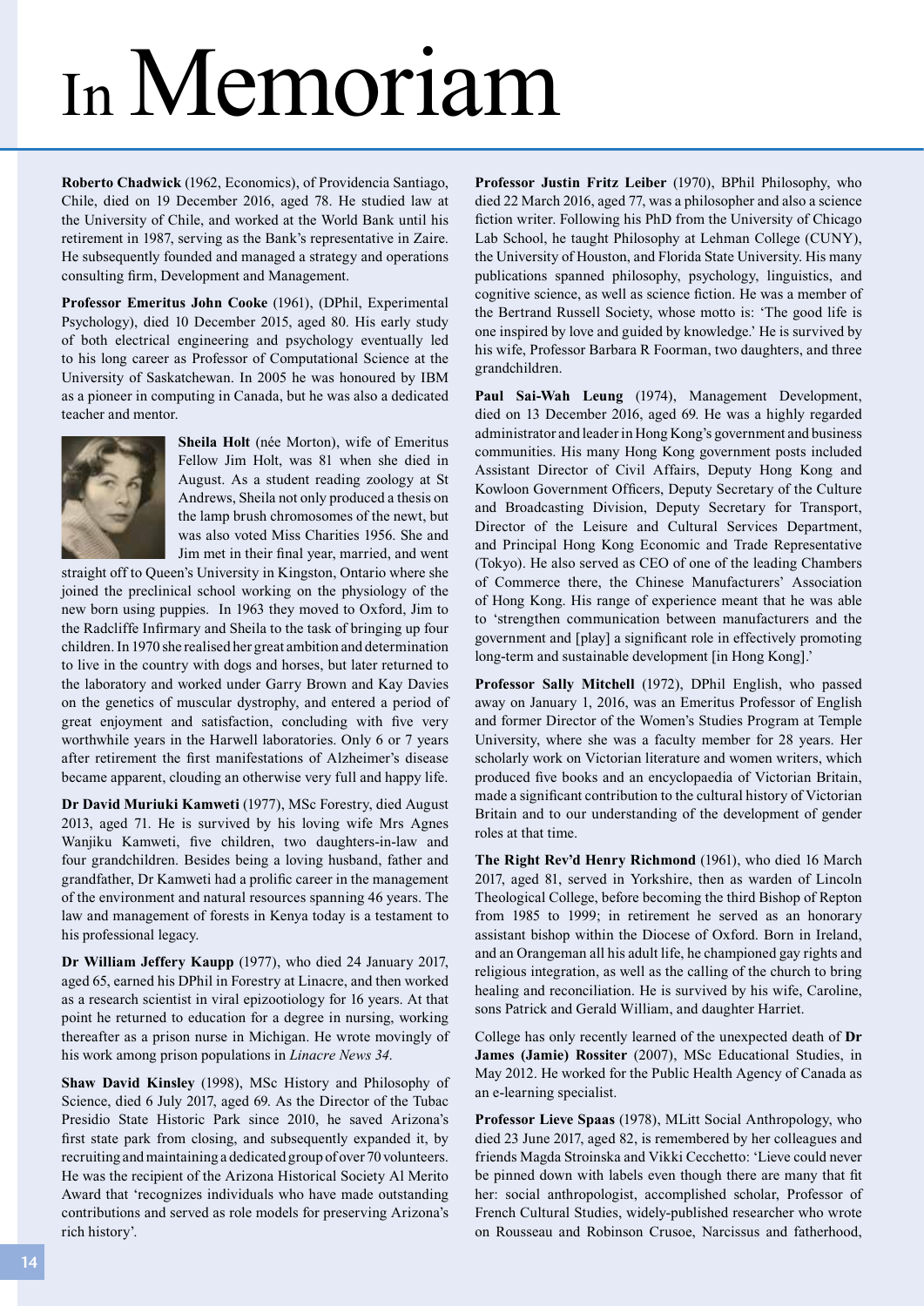# In Memoriam

**Roberto Chadwick** (1962, Economics), of Providencia Santiago, Chile, died on 19 December 2016, aged 78. He studied law at the University of Chile, and worked at the World Bank until his retirement in 1987, serving as the Bank's representative in Zaire. He subsequently founded and managed a strategy and operations consulting firm, Development and Management.

**Professor Emeritus John Cooke** (1961), (DPhil, Experimental Psychology), died 10 December 2015, aged 80. His early study of both electrical engineering and psychology eventually led to his long career as Professor of Computational Science at the University of Saskatchewan. In 2005 he was honoured by IBM as a pioneer in computing in Canada, but he was also a dedicated teacher and mentor.

**Sheila Holt** (née Morton), wife of Emeritus Fellow Jim Holt, was 81 when she died in August. As a student reading zoology at St Andrews, Sheila not only produced a thesis on the lamp brush chromosomes of the newt, but was also voted Miss Charities 1956. She and Jim met in their final year, married, and went straight off to Queen's University in Kingston, Ontario where she joined the preclinical school working on the physiology of the new born using puppies. In 1963 they moved to Oxford, Jim to the Radcliffe Infirmary and Sheila to the task of bringing up four children. In 1970 she realised her great ambition and determination to live in the country with dogs and horses, but later returned to the laboratory and worked under Garry Brown and Kay Davies on the genetics of muscular dystrophy, and entered a period of great enjoyment and satisfaction, concluding with five very worthwhile years in the Harwell laboratories. Only 6 or 7 years after retirement the first manifestations of Alzheimer's disease became apparent, clouding an otherwise very full and happy life.

**Dr David Muriuki Kamweti** (1977), MSc Forestry, died August 2013, aged 71. He is survived by his loving wife Mrs Agnes Wanjiku Kamweti, five children, two daughters-in-law and four grandchildren. Besides being a loving husband, father and grandfather, Dr Kamweti had a prolific career in the management of the environment and natural resources spanning 46 years. The law and management of forests in Kenya today is a testament to his professional legacy.

**Dr William Jeffery Kaupp** (1977), who died 24 January 2017, aged 65, earned his DPhil in Forestry at Linacre, and then worked as a research scientist in viral epizootiology for 16 years. At that point he returned to education for a degree in nursing, working thereafter as a prison nurse in Michigan. He wrote movingly of his work among prison populations in *Linacre News 34*.

**Shaw David Kinsley** (1998), MSc History and Philosophy of Science, died 6 July 2017, aged 69. As the Director of the Tubac Presidio State Historic Park since 2010, he saved Arizona's first state park from closing, and subsequently expanded it, by recruiting and maintaining a dedicated group of over 70 volunteers. He was the recipient of the Arizona Historical Society Al Merito Award that 'recognizes individuals who have made outstanding contributions and served as role models for preserving Arizona's rich history'.

**Professor Justin Fritz Leiber** (1970), BPhil Philosophy, who died 22 March 2016, aged 77, was a philosopher and also a science fiction writer. Following his PhD from the University of Chicago Lab School, he taught Philosophy at Lehman College (CUNY), the University of Houston, and Florida State University. His many publications spanned philosophy, psychology, linguistics, and cognitive science, as well as science fiction. He was a member of the Bertrand Russell Society, whose motto is: 'The good life is one inspired by love and guided by knowledge.' He is survived by his wife, Professor Barbara R Foorman, two daughters, and three grandchildren.

**Paul Sai-Wah Leung** (1974), Management Development, died on 13 December 2016, aged 69. He was a highly regarded administrator and leader in Hong Kong's government and business communities. His many Hong Kong government posts included Assistant Director of Civil Affairs, Deputy Hong Kong and Kowloon Government Officers, Deputy Secretary of the Culture and Broadcasting Division, Deputy Secretary for Transport, Director of the Leisure and Cultural Services Department, and Principal Hong Kong Economic and Trade Representative (Tokyo). He also served as CEO of one of the leading Chambers of Commerce there, the Chinese Manufacturers' Association of Hong Kong. His range of experience meant that he was able to 'strengthen communication between manufacturers and the government and [play] a significant role in effectively promoting long-term and sustainable development [in Hong Kong].'

**Professor Sally Mitchell** (1972), DPhil English, who passed away on January 1, 2016, was an Emeritus Professor of English and former Director of the Women's Studies Program at Temple University, where she was a faculty member for 28 years. Her scholarly work on Victorian literature and women writers, which produced five books and an encyclopaedia of Victorian Britain, made a significant contribution to the cultural history of Victorian Britain and to our understanding of the development of gender roles at that time.

**The Right Rev'd Henry Richmond** (1961), who died 16 March 2017, aged 81, served in Yorkshire, then as warden of Lincoln Theological College, before becoming the third Bishop of Repton from 1985 to 1999; in retirement he served as an honorary assistant bishop within the Diocese of Oxford. Born in Ireland, and an Orangeman all his adult life, he championed gay rights and religious integration, as well as the calling of the church to bring healing and reconciliation. He is survived by his wife, Caroline, sons Patrick and Gerald William, and daughter Harriet.

College has only recently learned of the unexpected death of **Dr James (Jamie) Rossiter** (2007), MSc Educational Studies, in May 2012. He worked for the Public Health Agency of Canada as an e-learning specialist.

**Professor Lieve Spaas** (1978), MLitt Social Anthropology, who died 23 June 2017, aged 82, is remembered by her colleagues and friends Magda Stroinska and Vikki Cecchetto: 'Lieve could never be pinned down with labels even though there are many that fit her: social anthropologist, accomplished scholar, Professor of French Cultural Studies, widely-published researcher who wrote on Rousseau and Robinson Crusoe, Narcissus and fatherhood,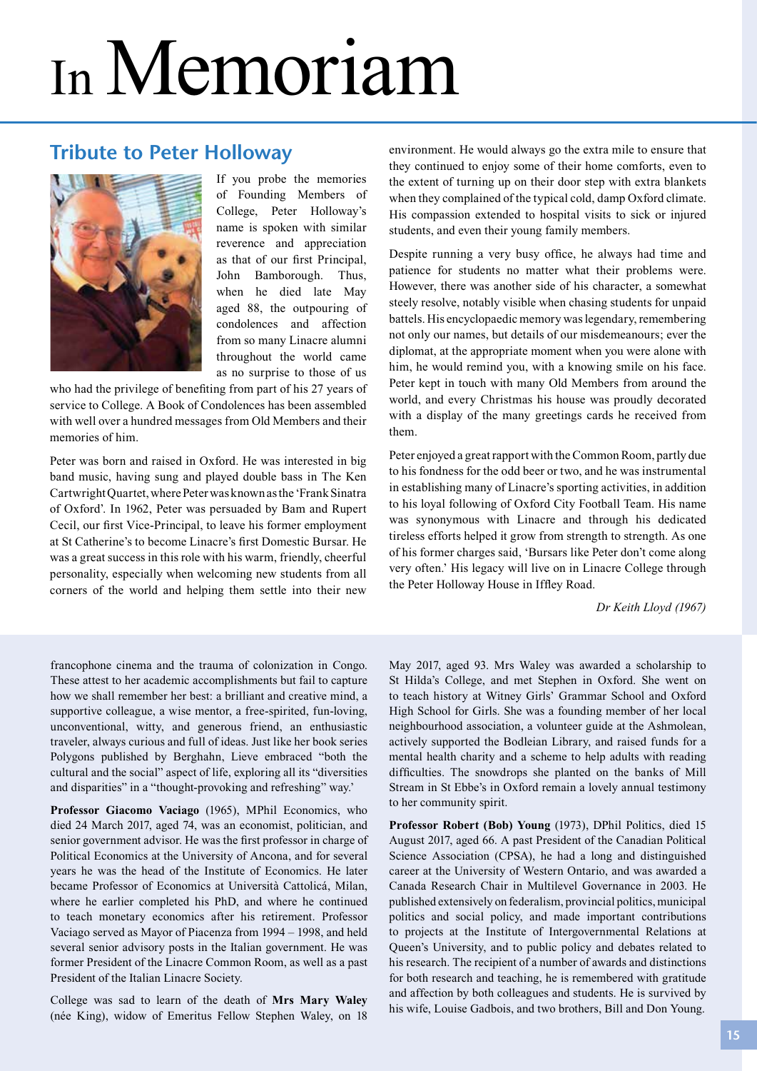# In Memoriam

## Tribute to Peter Holloway

If you probe the memories of Founding Members of College, Peter Holloway's name is spoken with similar reverence and appreciation as that of our first Principal, John Bamborough. Thus, when he died late May aged 88, the outpouring of condolences and affection from so many Linacre alumni throughout the world came as no surprise to those of us who had the privilege of benefiting from part of his 27 years of service to College. A Book of Condolences has been assembled with well over a hundred messages from Old Members and their memories of him.

Peter was born and raised in Oxford. He was interested in big band music, having sung and played double bass in The Ken Cartwright Quartet, where Peter was known as the 'Frank Sinatra of Oxford'. In 1962, Peter was persuaded by Bam and Rupert Cecil, our first Vice-Principal, to leave his former employment at St Catherine's to become Linacre's first Domestic Bursar. He was a great success in this role with his warm, friendly, cheerful personality, especially when welcoming new students from all corners of the world and helping them settle into their new environment. He would always go the extra mile to ensure that they continued to enjoy some of their home comforts, even to the extent of turning up on their door step with extra blankets when they complained of the typical cold, damp Oxford climate. His compassion extended to hospital visits to sick or injured students, and even their young family members.

Despite running a very busy office, he always had time and patience for students no matter what their problems were. However, there was another side of his character, a somewhat steely resolve, notably visible when chasing students for unpaid battels. His encyclopaedic memory was legendary, remembering not only our names, but details of our misdemeanours; ever the diplomat, at the appropriate moment when you were alone with him, he would remind you, with a knowing smile on his face. Peter kept in touch with many Old Members from around the world, and every Christmas his house was proudly decorated with a display of the many greetings cards he received from them.

Peter enjoyed a great rapport with the Common Room, partly due to his fondness for the odd beer or two, and he was instrumental in establishing many of Linacre's sporting activities, in addition to his loyal following of Oxford City Football Team. His name was synonymous with Linacre and through his dedicated tireless efforts helped it grow from strength to strength. As one of his former charges said, 'Bursars like Peter don't come along very often.' His legacy will live on in Linacre College through the Peter Holloway House in Iffley Road.

*Dr Keith Lloyd (1967)*

---

francophone cinema and the trauma of colonization in Congo. These attest to her academic accomplishments but fail to capture how we shall remember her best: a brilliant and creative mind, a supportive colleague, a wise mentor, a free-spirited, fun-loving, unconventional, witty, and generous friend, an enthusiastic traveler, always curious and full of ideas. Just like her book series Polygons published by Berghahn, Lieve embraced "both the cultural and the social" aspect of life, exploring all its "diversities and disparities" in a "thought-provoking and refreshing" way.'

**Professor Giacomo Vaciago** (1965), MPhil Economics, who died 24 March 2017, aged 74, was an economist, politician, and senior government advisor. He was the first professor in charge of Political Economics at the University of Ancona, and for several years he was the head of the Institute of Economics. He later became Professor of Economics at Università Cattolicá, Milan, where he earlier completed his PhD, and where he continued to teach monetary economics after his retirement. Professor Vaciago served as Mayor of Piacenza from 1994 – 1998, and held several senior advisory posts in the Italian government. He was former President of the Linacre Common Room, as well as a past President of the Italian Linacre Society.

College was sad to learn of the death of **Mrs Mary Waley** (née King), widow of Emeritus Fellow Stephen Waley, on 18 May 2017, aged 93. Mrs Waley was awarded a scholarship to St Hilda's College, and met Stephen in Oxford. She went on to teach history at Witney Girls' Grammar School and Oxford High School for Girls. She was a founding member of her local neighbourhood association, a volunteer guide at the Ashmolean, actively supported the Bodleian Library, and raised funds for a mental health charity and a scheme to help adults with reading difficulties. The snowdrops she planted on the banks of Mill Stream in St Ebbe's in Oxford remain a lovely annual testimony to her community spirit.

**Professor Robert (Bob) Young** (1973), DPhil Politics, died 15 August 2017, aged 66. A past President of the Canadian Political Science Association (CPSA), he had a long and distinguished career at the University of Western Ontario, and was awarded a Canada Research Chair in Multilevel Governance in 2003. He published extensively on federalism, provincial politics, municipal politics and social policy, and made important contributions to projects at the Institute of Intergovernmental Relations at Queen's University, and to public policy and debates related to his research. The recipient of a number of awards and distinctions for both research and teaching, he is remembered with gratitude and affection by both colleagues and students. He is survived by his wife, Louise Gadbois, and two brothers, Bill and Don Young.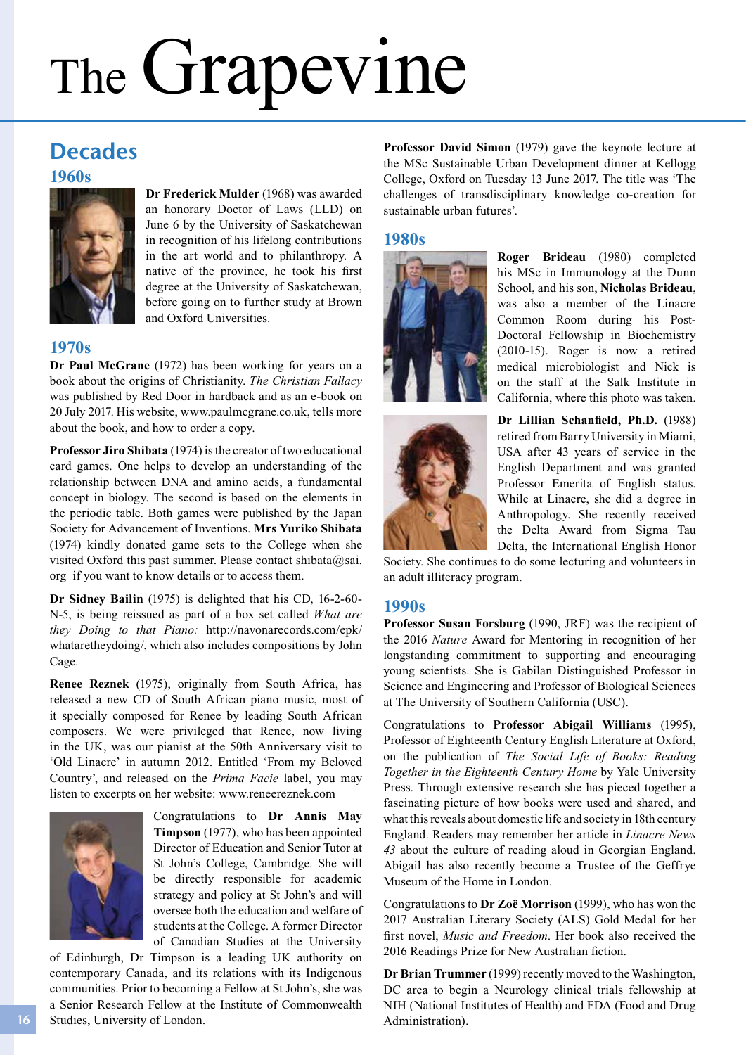# The Grapevine

## Decades

### 1960s

**Dr Frederick Mulder** (1968) was awarded an honorary Doctor of Laws (LLD) on June 6 by the University of Saskatchewan in recognition of his lifelong contributions in the art world and to philanthropy. A native of the province, he took his first degree at the University of Saskatchewan, before going on to further study at Brown and Oxford Universities.

### 1970s

**Dr Paul McGrane** (1972) has been working for years on a book about the origins of Christianity. *The Christian Fallacy* was published by Red Door in hardback and as an e-book on 20 July 2017. His website, www.paulmcgrane.co.uk, tells more about the book, and how to order a copy.

**Professor Jiro Shibata** (1974) is the creator of two educational card games. One helps to develop an understanding of the relationship between DNA and amino acids, a fundamental concept in biology. The second is based on the elements in the periodic table. Both games were published by the Japan Society for Advancement of Inventions. **Mrs Yuriko Shibata** (1974) kindly donated game sets to the College when she visited Oxford this past summer. Please contact shibata@sai.org if you want to know details or to access them.

**Dr Sidney Bailin** (1975) is delighted that his CD, 16-2-60-N-5, is being reissued as part of a box set called *What are they Doing to that Piano:* http://navonarecords.com/epk/whataretheydoing/, which also includes compositions by John Cage.

**Renee Reznek** (1975), originally from South Africa, has released a new CD of South African piano music, most of it specially composed for Renee by leading South African composers. We were privileged that Renee, now living in the UK, was our pianist at the 50th Anniversary visit to 'Old Linacre' in autumn 2012. Entitled 'From my Beloved Country', and released on the *Prima Facie* label, you may listen to excerpts on her website: www.reneereznek.com

Congratulations to **Dr Annis May Timpson** (1977), who has been appointed Director of Education and Senior Tutor at St John's College, Cambridge. She will be directly responsible for academic strategy and policy at St John's and will oversee both the education and welfare of students at the College. A former Director of Canadian Studies at the University of Edinburgh, Dr Timpson is a leading UK authority on contemporary Canada, and its relations with its Indigenous communities. Prior to becoming a Fellow at St John's, she was a Senior Research Fellow at the Institute of Commonwealth Studies, University of London.

**Professor David Simon** (1979) gave the keynote lecture at the MSc Sustainable Urban Development dinner at Kellogg College, Oxford on Tuesday 13 June 2017. The title was 'The challenges of transdisciplinary knowledge co-creation for sustainable urban futures'.

### 1980s

**Roger Brideau** (1980) completed his MSc in Immunology at the Dunn School, and his son, **Nicholas Brideau**, was also a member of the Linacre Common Room during his Post-Doctoral Fellowship in Biochemistry (2010-15). Roger is now a retired medical microbiologist and Nick is on the staff at the Salk Institute in California, where this photo was taken.

**Dr Lillian Schanfield, Ph.D.** (1988) retired from Barry University in Miami, USA after 43 years of service in the English Department and was granted Professor Emerita of English status. While at Linacre, she did a degree in Anthropology. She recently received the Delta Award from Sigma Tau Delta, the International English Honor Society. She continues to do some lecturing and volunteers in an adult illiteracy program.

### 1990s

**Professor Susan Forsburg** (1990, JRF) was the recipient of the 2016 *Nature* Award for Mentoring in recognition of her longstanding commitment to supporting and encouraging young scientists. She is Gabilan Distinguished Professor in Science and Engineering and Professor of Biological Sciences at The University of Southern California (USC).

Congratulations to **Professor Abigail Williams** (1995), Professor of Eighteenth Century English Literature at Oxford, on the publication of *The Social Life of Books: Reading Together in the Eighteenth Century Home* by Yale University Press. Through extensive research she has pieced together a fascinating picture of how books were used and shared, and what this reveals about domestic life and society in 18th century England. Readers may remember her article in *Linacre News 43* about the culture of reading aloud in Georgian England. Abigail has also recently become a Trustee of the Geffrye Museum of the Home in London.

Congratulations to **Dr Zoë Morrison** (1999), who has won the 2017 Australian Literary Society (ALS) Gold Medal for her first novel, *Music and Freedom*. Her book also received the 2016 Readings Prize for New Australian fiction.

**Dr Brian Trummer** (1999) recently moved to the Washington, DC area to begin a Neurology clinical trials fellowship at NIH (National Institutes of Health) and FDA (Food and Drug Administration).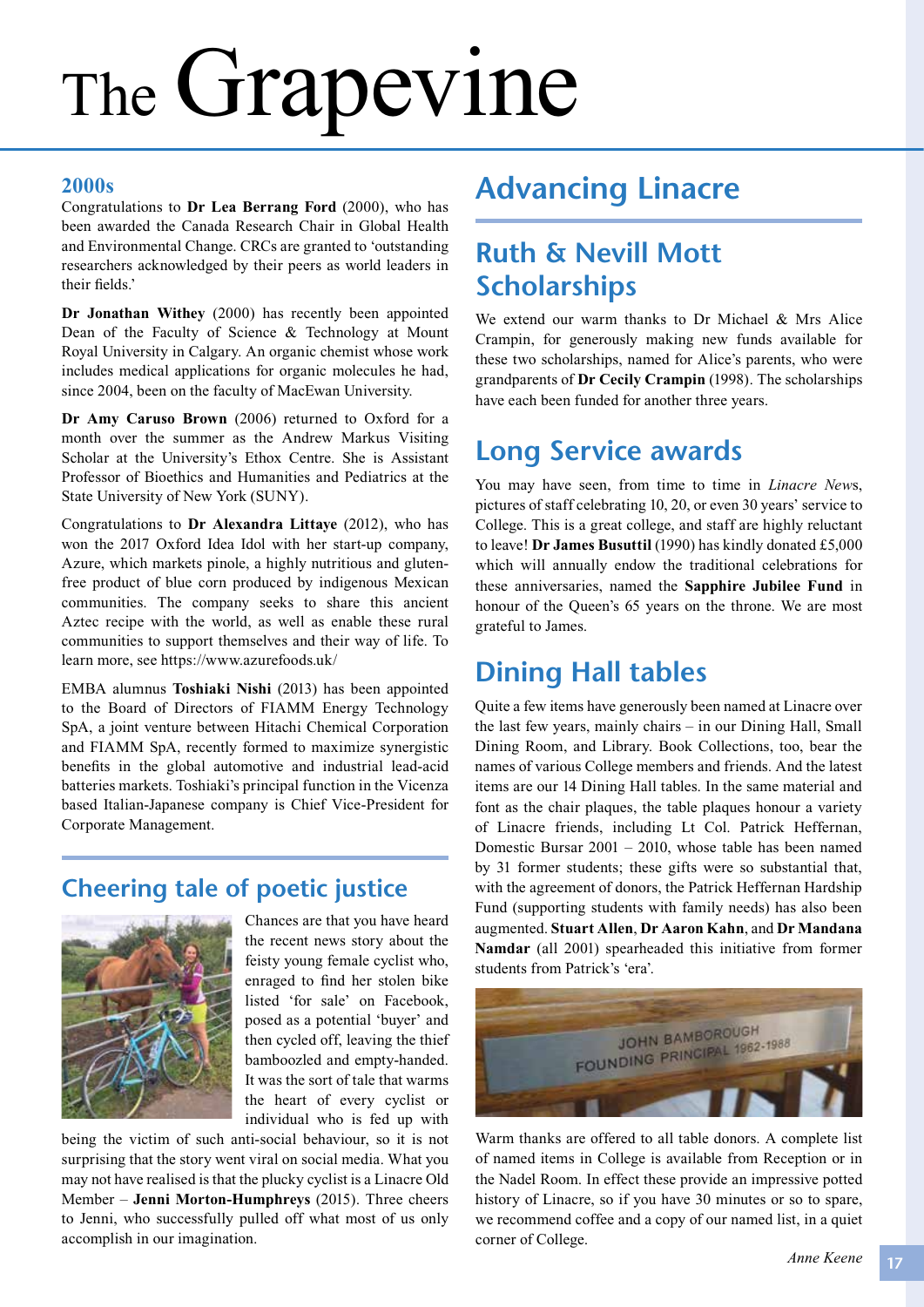# The Grapevine

### 2000s

Congratulations to **Dr Lea Berrang Ford** (2000), who has been awarded the Canada Research Chair in Global Health and Environmental Change. CRCs are granted to 'outstanding researchers acknowledged by their peers as world leaders in their fields.'

**Dr Jonathan Withey** (2000) has recently been appointed Dean of the Faculty of Science & Technology at Mount Royal University in Calgary. An organic chemist whose work includes medical applications for organic molecules he had, since 2004, been on the faculty of MacEwan University.

**Dr Amy Caruso Brown** (2006) returned to Oxford for a month over the summer as the Andrew Markus Visiting Scholar at the University's Ethox Centre. She is Assistant Professor of Bioethics and Humanities and Pediatrics at the State University of New York (SUNY).

Congratulations to **Dr Alexandra Littaye** (2012), who has won the 2017 Oxford Idea Idol with her start-up company, Azure, which markets pinole, a highly nutritious and gluten-free product of blue corn produced by indigenous Mexican communities. The company seeks to share this ancient Aztec recipe with the world, as well as enable these rural communities to support themselves and their way of life. To learn more, see https://www.azurefoods.uk/

EMBA alumnus **Toshiaki Nishi** (2013) has been appointed to the Board of Directors of FIAMM Energy Technology SpA, a joint venture between Hitachi Chemical Corporation and FIAMM SpA, recently formed to maximize synergistic benefits in the global automotive and industrial lead-acid batteries markets. Toshiaki's principal function in the Vicenza based Italian-Japanese company is Chief Vice-President for Corporate Management.

## Cheering tale of poetic justice

Chances are that you have heard the recent news story about the feisty young female cyclist who, enraged to find her stolen bike listed 'for sale' on Facebook, posed as a potential 'buyer' and then cycled off, leaving the thief bamboozled and empty-handed. It was the sort of tale that warms the heart of every cyclist or individual who is fed up with being the victim of such anti-social behaviour, so it is not surprising that the story went viral on social media. What you may not have realised is that the plucky cyclist is a Linacre Old Member – **Jenni Morton-Humphreys** (2015). Three cheers to Jenni, who successfully pulled off what most of us only accomplish in our imagination.

## Advancing Linacre

## Ruth & Nevill Mott Scholarships

We extend our warm thanks to Dr Michael & Mrs Alice Crampin, for generously making new funds available for these two scholarships, named for Alice's parents, who were grandparents of **Dr Cecily Crampin** (1998). The scholarships have each been funded for another three years.

## Long Service awards

You may have seen, from time to time in *Linacre News*, pictures of staff celebrating 10, 20, or even 30 years' service to College. This is a great college, and staff are highly reluctant to leave! **Dr James Busuttil** (1990) has kindly donated £5,000 which will annually endow the traditional celebrations for these anniversaries, named the **Sapphire Jubilee Fund** in honour of the Queen's 65 years on the throne. We are most grateful to James.

## Dining Hall tables

Quite a few items have generously been named at Linacre over the last few years, mainly chairs – in our Dining Hall, Small Dining Room, and Library. Book Collections, too, bear the names of various College members and friends. And the latest items are our 14 Dining Hall tables. In the same material and font as the chair plaques, the table plaques honour a variety of Linacre friends, including Lt Col. Patrick Heffernan, Domestic Bursar 2001 – 2010, whose table has been named by 31 former students; these gifts were so substantial that, with the agreement of donors, the Patrick Heffernan Hardship Fund (supporting students with family needs) has also been augmented. **Stuart Allen**, **Dr Aaron Kahn**, and **Dr Mandana Namdar** (all 2001) spearheaded this initiative from former students from Patrick's 'era'.

Warm thanks are offered to all table donors. A complete list of named items in College is available from Reception or in the Nadel Room. In effect these provide an impressive potted history of Linacre, so if you have 30 minutes or so to spare, we recommend coffee and a copy of our named list, in a quiet corner of College.

*Anne Keene*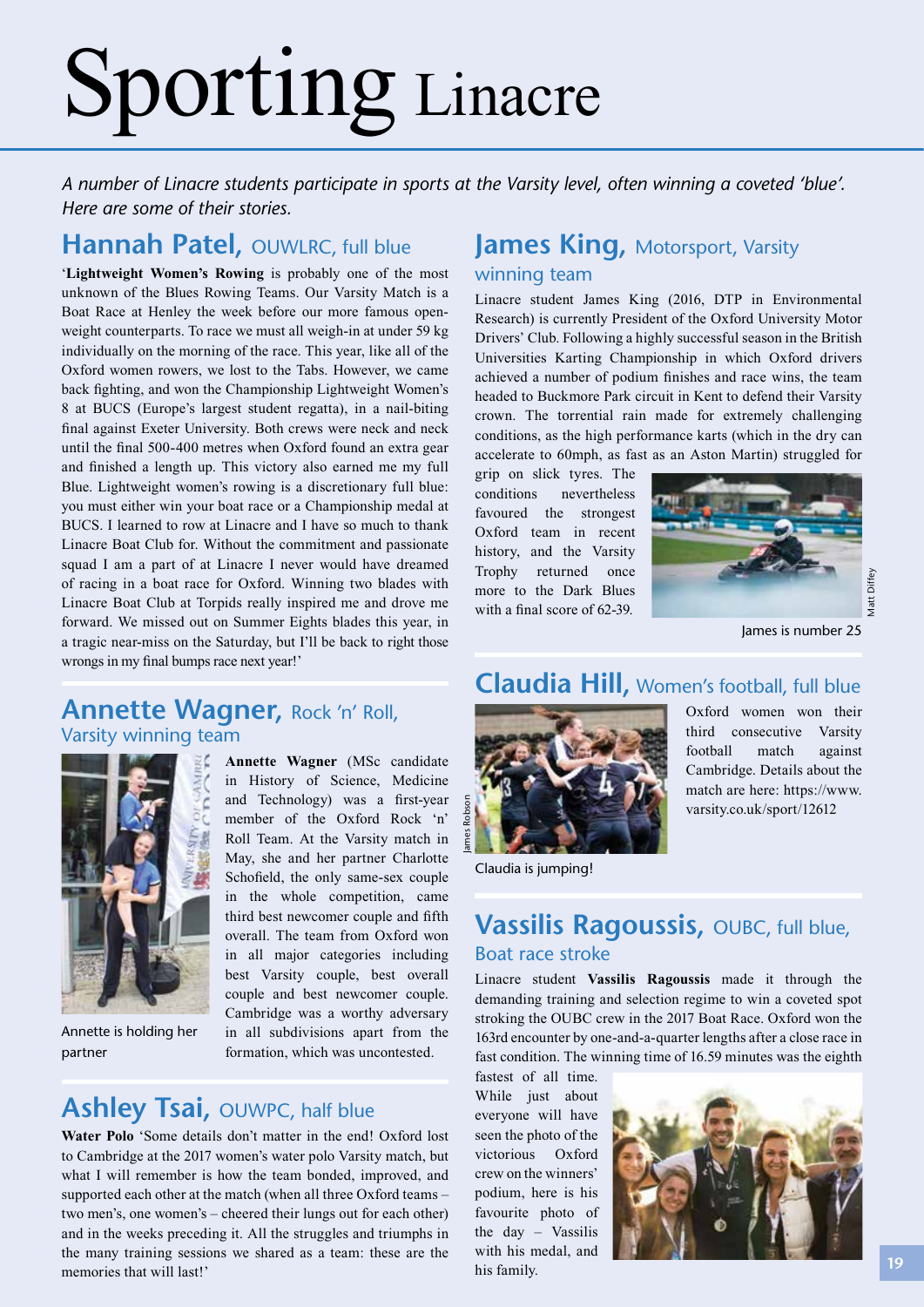# Sporting Linacre

*A number of Linacre students participate in sports at the Varsity level, often winning a coveted 'blue'. Here are some of their stories.*

## Hannah Patel, OUWLRC, full blue

'**Lightweight Women's Rowing** is probably one of the most unknown of the Blues Rowing Teams. Our Varsity Match is a Boat Race at Henley the week before our more famous open-weight counterparts. To race we must all weigh-in at under 59 kg individually on the morning of the race. This year, like all of the Oxford women rowers, we lost to the Tabs. However, we came back fighting, and won the Championship Lightweight Women's 8 at BUCS (Europe's largest student regatta), in a nail-biting final against Exeter University. Both crews were neck and neck until the final 500-400 metres when Oxford found an extra gear and finished a length up. This victory also earned me my full Blue. Lightweight women's rowing is a discretionary full blue: you must either win your boat race or a Championship medal at BUCS. I learned to row at Linacre and I have so much to thank Linacre Boat Club for. Without the commitment and passionate squad I am a part of at Linacre I never would have dreamed of racing in a boat race for Oxford. Winning two blades with Linacre Boat Club at Torpids really inspired me and drove me forward. We missed out on Summer Eights blades this year, in a tragic near-miss on the Saturday, but I'll be back to right those wrongs in my final bumps race next year!'

## Annette Wagner, Rock 'n' Roll, Varsity winning team

Annette is holding her partner

**Annette Wagner** (MSc candidate in History of Science, Medicine and Technology) was a first-year member of the Oxford Rock 'n' Roll Team. At the Varsity match in May, she and her partner Charlotte Schofield, the only same-sex couple in the whole competition, came third best newcomer couple and fifth overall. The team from Oxford won in all major categories including best Varsity couple, best overall couple and best newcomer couple. Cambridge was a worthy adversary in all subdivisions apart from the formation, which was uncontested.

## Ashley Tsai, OUWPC, half blue

**Water Polo** 'Some details don't matter in the end! Oxford lost to Cambridge at the 2017 women's water polo Varsity match, but what I will remember is how the team bonded, improved, and supported each other at the match (when all three Oxford teams – two men's, one women's – cheered their lungs out for each other) and in the weeks preceding it. All the struggles and triumphs in the many training sessions we shared as a team: these are the memories that will last!'

## James King, Motorsport, Varsity winning team

Linacre student James King (2016, DTP in Environmental Research) is currently President of the Oxford University Motor Drivers' Club. Following a highly successful season in the British Universities Karting Championship in which Oxford drivers achieved a number of podium finishes and race wins, the team headed to Buckmore Park circuit in Kent to defend their Varsity crown. The torrential rain made for extremely challenging conditions, as the high performance karts (which in the dry can accelerate to 60mph, as fast as an Aston Martin) struggled for grip on slick tyres. The conditions nevertheless favoured the strongest Oxford team in recent history, and the Varsity Trophy returned once more to the Dark Blues with a final score of 62-39.

Matt Diffey

James is number 25

## Claudia Hill, Women's football, full blue

James Robson

Claudia is jumping!

Oxford women won their third consecutive Varsity football match against Cambridge. Details about the match are here: https://www.varsity.co.uk/sport/12612

## Vassilis Ragoussis, OUBC, full blue, Boat race stroke

Linacre student **Vassilis Ragoussis** made it through the demanding training and selection regime to win a coveted spot stroking the OUBC crew in the 2017 Boat Race. Oxford won the 163rd encounter by one-and-a-quarter lengths after a close race in fast condition. The winning time of 16.59 minutes was the eighth fastest of all time. While just about everyone will have seen the photo of the victorious Oxford crew on the winners' podium, here is his favourite photo of the day – Vassilis with his medal, and his family.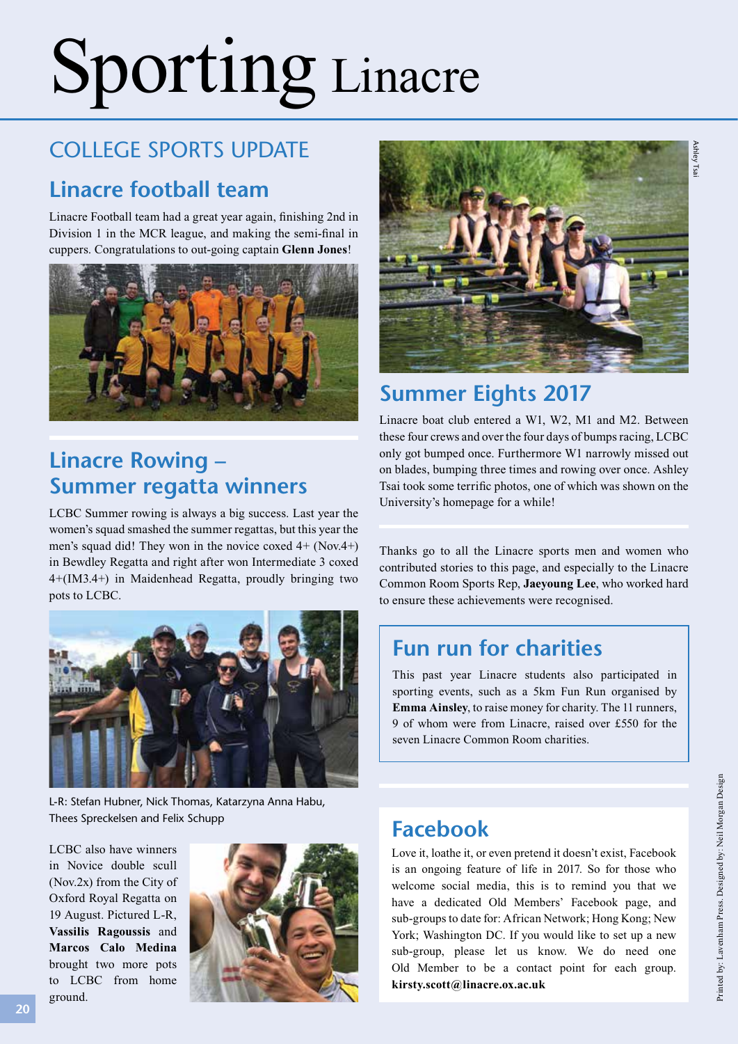# Sporting Linacre

## COLLEGE SPORTS UPDATE

### Linacre football team

Linacre Football team had a great year again, finishing 2nd in Division 1 in the MCR league, and making the semi-final in cuppers. Congratulations to out-going captain **Glenn Jones**!

### Linacre Rowing – Summer regatta winners

LCBC Summer rowing is always a big success. Last year the women's squad smashed the summer regattas, but this year the men's squad did! They won in the novice coxed 4+ (Nov.4+) in Bewdley Regatta and right after won Intermediate 3 coxed 4+(IM3.4+) in Maidenhead Regatta, proudly bringing two pots to LCBC.

L-R: Stefan Hubner, Nick Thomas, Katarzyna Anna Habu, Thees Spreckelsen and Felix Schupp

LCBC also have winners in Novice double scull (Nov.2x) from the City of Oxford Royal Regatta on 19 August. Pictured L-R, **Vassilis Ragoussis** and **Marcos Calo Medina** brought two more pots to LCBC from home ground.

Ashley Tsai

### Summer Eights 2017

Linacre boat club entered a W1, W2, M1 and M2. Between these four crews and over the four days of bumps racing, LCBC only got bumped once. Furthermore W1 narrowly missed out on blades, bumping three times and rowing over once. Ashley Tsai took some terrific photos, one of which was shown on the University's homepage for a while!

Thanks go to all the Linacre sports men and women who contributed stories to this page, and especially to the Linacre Common Room Sports Rep, **Jaeyoung Lee**, who worked hard to ensure these achievements were recognised.

### Fun run for charities

This past year Linacre students also participated in sporting events, such as a 5km Fun Run organised by **Emma Ainsley**, to raise money for charity. The 11 runners, 9 of whom were from Linacre, raised over £550 for the seven Linacre Common Room charities.

### Facebook

Love it, loathe it, or even pretend it doesn't exist, Facebook is an ongoing feature of life in 2017. So for those who welcome social media, this is to remind you that we have a dedicated Old Members' Facebook page, and sub-groups to date for: African Network; Hong Kong; New York; Washington DC. If you would like to set up a new sub-group, please let us know. We do need one Old Member to be a contact point for each group. **kirsty.scott@linacre.ox.ac.uk**

Printed by: Lavenham Press. Designed by: Neil Morgan Design